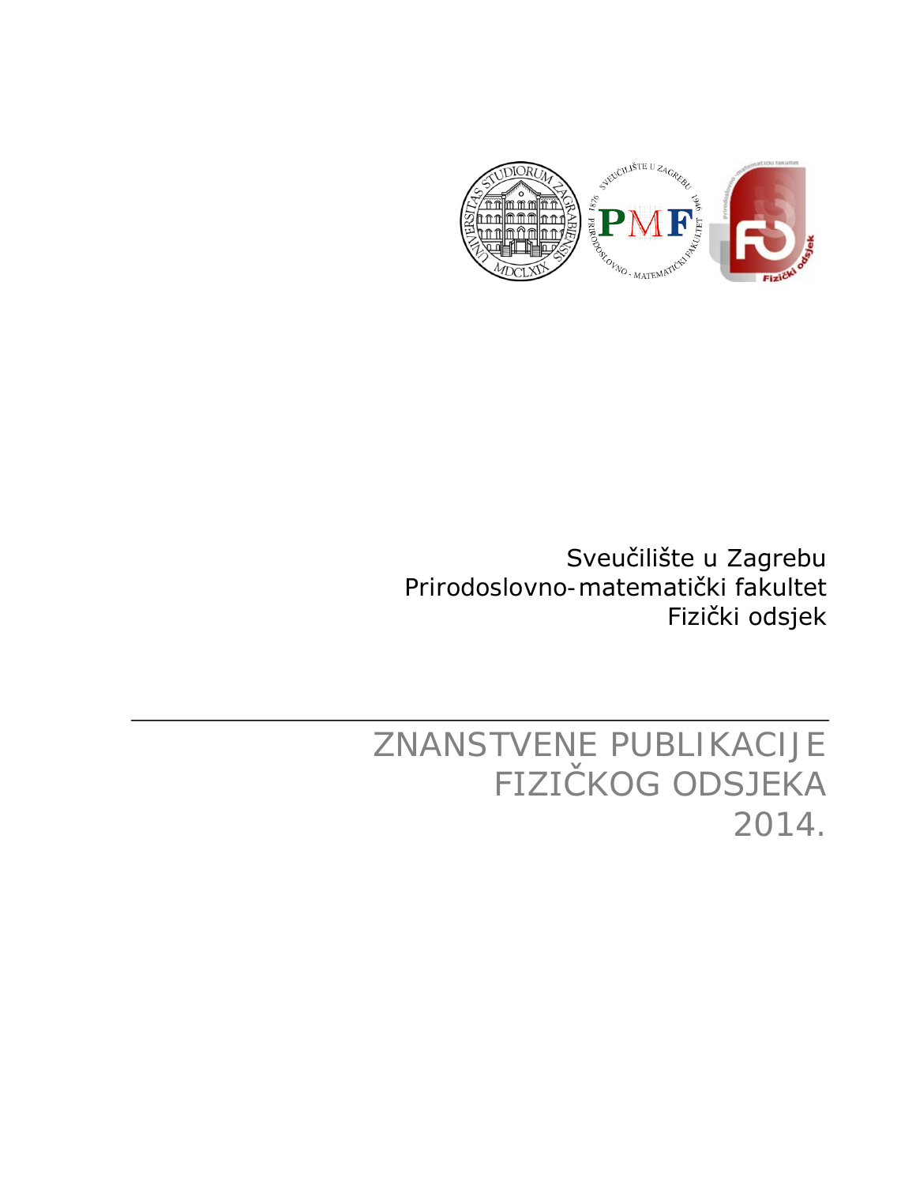Sveučilište u Zagrebu
Prirodoslovno-matematički fakultet
Fizički odsjek

# ZNANSTVENE PUBLIKACIJE FIZIČKOG ODSJEKA 2014.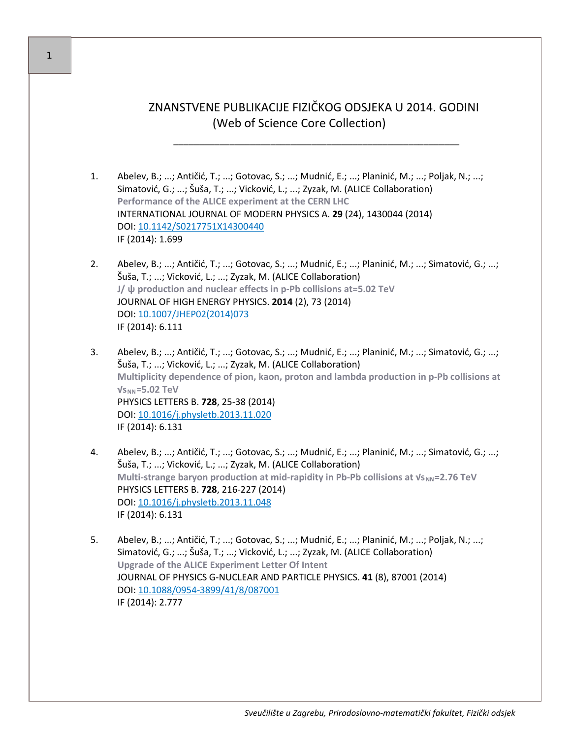# ZNANSTVENE PUBLIKACIJE FIZIČKOG ODSJEKA U 2014. GODINI (Web of Science Core Collection)

1. Abelev, B.; ...; Antičić, T.; ...; Gotovac, S.; ...; Mudnić, E.; ...; Planinić, M.; ...; Poljak, N.; ...; Simatović, G.; ...; Šuša, T.; ...; Vicković, L.; ...; Zyzak, M. (ALICE Collaboration)
   **Performance of the ALICE experiment at the CERN LHC**
   INTERNATIONAL JOURNAL OF MODERN PHYSICS A. **29** (24), 1430044 (2014)
   DOI: 10.1142/S0217751X14300440
   IF (2014): 1.699

2. Abelev, B.; ...; Antičić, T.; ...; Gotovac, S.; ...; Mudnić, E.; ...; Planinić, M.; ...; Simatović, G.; ...; Šuša, T.; ...; Vicković, L.; ...; Zyzak, M. (ALICE Collaboration)
   **J/ ψ production and nuclear effects in p-Pb collisions at=5.02 TeV**
   JOURNAL OF HIGH ENERGY PHYSICS. **2014** (2), 73 (2014)
   DOI: 10.1007/JHEP02(2014)073
   IF (2014): 6.111

3. Abelev, B.; ...; Antičić, T.; ...; Gotovac, S.; ...; Mudnić, E.; ...; Planinić, M.; ...; Simatović, G.; ...; Šuša, T.; ...; Vicković, L.; ...; Zyzak, M. (ALICE Collaboration)
   **Multiplicity dependence of pion, kaon, proton and lambda production in p-Pb collisions at $\sqrt{s_{NN}}$=5.02 TeV**
   PHYSICS LETTERS B. **728**, 25-38 (2014)
   DOI: 10.1016/j.physletb.2013.11.020
   IF (2014): 6.131

4. Abelev, B.; ...; Antičić, T.; ...; Gotovac, S.; ...; Mudnić, E.; ...; Planinić, M.; ...; Simatović, G.; ...; Šuša, T.; ...; Vicković, L.; ...; Zyzak, M. (ALICE Collaboration)
   **Multi-strange baryon production at mid-rapidity in Pb-Pb collisions at $\sqrt{s_{NN}}$=2.76 TeV**
   PHYSICS LETTERS B. **728**, 216-227 (2014)
   DOI: 10.1016/j.physletb.2013.11.048
   IF (2014): 6.131

5. Abelev, B.; ...; Antičić, T.; ...; Gotovac, S.; ...; Mudnić, E.; ...; Planinić, M.; ...; Poljak, N.; ...; Simatović, G.; ...; Šuša, T.; ...; Vicković, L.; ...; Zyzak, M. (ALICE Collaboration)
   **Upgrade of the ALICE Experiment Letter Of Intent**
   JOURNAL OF PHYSICS G-NUCLEAR AND PARTICLE PHYSICS. **41** (8), 87001 (2014)
   DOI: 10.1088/0954-3899/41/8/087001
   IF (2014): 2.777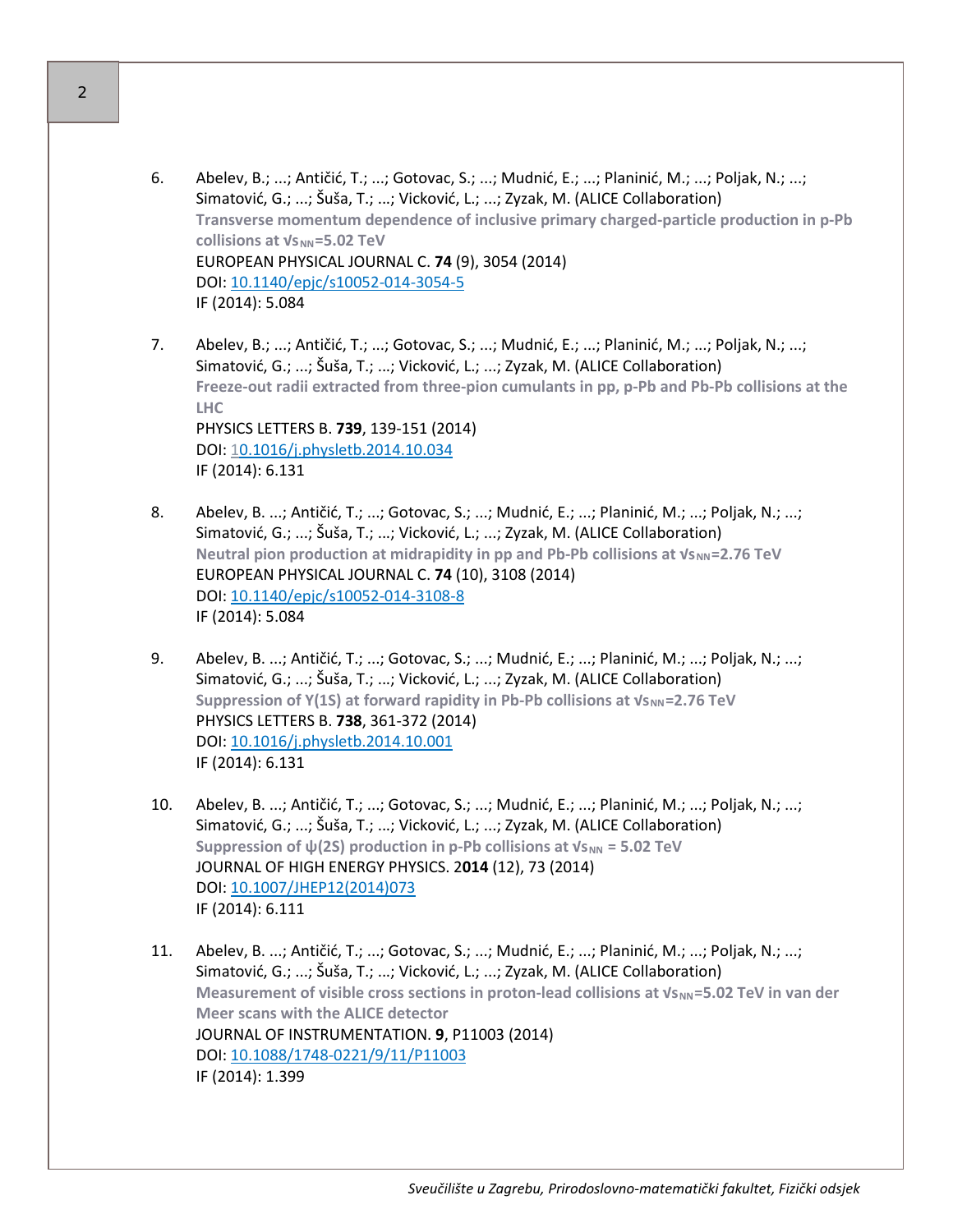6. Abelev, B.; ...; Antičić, T.; ...; Gotovac, S.; ...; Mudnić, E.; ...; Planinić, M.; ...; Poljak, N.; ...; Simatović, G.; ...; Šuša, T.; ...; Vicković, L.; ...; Zyzak, M. (ALICE Collaboration)
   **Transverse momentum dependence of inclusive primary charged-particle production in p-Pb collisions at $\sqrt{s_{NN}}$=5.02 TeV**
   EUROPEAN PHYSICAL JOURNAL C. **74** (9), 3054 (2014)
   DOI: [10.1140/epjc/s10052-014-3054-5](https://doi.org/10.1140/epjc/s10052-014-3054-5)
   IF (2014): 5.084

7. Abelev, B.; ...; Antičić, T.; ...; Gotovac, S.; ...; Mudnić, E.; ...; Planinić, M.; ...; Poljak, N.; ...; Simatović, G.; ...; Šuša, T.; ...; Vicković, L.; ...; Zyzak, M. (ALICE Collaboration)
   **Freeze-out radii extracted from three-pion cumulants in pp, p-Pb and Pb-Pb collisions at the LHC**
   PHYSICS LETTERS B. **739**, 139-151 (2014)
   DOI: [10.1016/j.physletb.2014.10.034](https://doi.org/10.1016/j.physletb.2014.10.034)
   IF (2014): 6.131

8. Abelev, B. ...; Antičić, T.; ...; Gotovac, S.; ...; Mudnić, E.; ...; Planinić, M.; ...; Poljak, N.; ...; Simatović, G.; ...; Šuša, T.; ...; Vicković, L.; ...; Zyzak, M. (ALICE Collaboration)
   **Neutral pion production at midrapidity in pp and Pb-Pb collisions at $\sqrt{s_{NN}}$=2.76 TeV**
   EUROPEAN PHYSICAL JOURNAL C. **74** (10), 3108 (2014)
   DOI: [10.1140/epjc/s10052-014-3108-8](https://doi.org/10.1140/epjc/s10052-014-3108-8)
   IF (2014): 5.084

9. Abelev, B. ...; Antičić, T.; ...; Gotovac, S.; ...; Mudnić, E.; ...; Planinić, M.; ...; Poljak, N.; ...; Simatović, G.; ...; Šuša, T.; ...; Vicković, L.; ...; Zyzak, M. (ALICE Collaboration)
   **Suppression of Υ(1S) at forward rapidity in Pb-Pb collisions at $\sqrt{s_{NN}}$=2.76 TeV**
   PHYSICS LETTERS B. **738**, 361-372 (2014)
   DOI: [10.1016/j.physletb.2014.10.001](https://doi.org/10.1016/j.physletb.2014.10.001)
   IF (2014): 6.131

10. Abelev, B. ...; Antičić, T.; ...; Gotovac, S.; ...; Mudnić, E.; ...; Planinić, M.; ...; Poljak, N.; ...; Simatović, G.; ...; Šuša, T.; ...; Vicković, L.; ...; Zyzak, M. (ALICE Collaboration)
    **Suppression of ψ(2S) production in p-Pb collisions at $\sqrt{s_{NN}}$ = 5.02 TeV**
    JOURNAL OF HIGH ENERGY PHYSICS. 2**014** (12), 73 (2014)
    DOI: [10.1007/JHEP12(2014)073](https://doi.org/10.1007/JHEP12(2014)073)
    IF (2014): 6.111

11. Abelev, B. ...; Antičić, T.; ...; Gotovac, S.; ...; Mudnić, E.; ...; Planinić, M.; ...; Poljak, N.; ...; Simatović, G.; ...; Šuša, T.; ...; Vicković, L.; ...; Zyzak, M. (ALICE Collaboration)
    **Measurement of visible cross sections in proton-lead collisions at $\sqrt{s_{NN}}$=5.02 TeV in van der Meer scans with the ALICE detector**
    JOURNAL OF INSTRUMENTATION. **9**, P11003 (2014)
    DOI: [10.1088/1748-0221/9/11/P11003](https://doi.org/10.1088/1748-0221/9/11/P11003)
    IF (2014): 1.399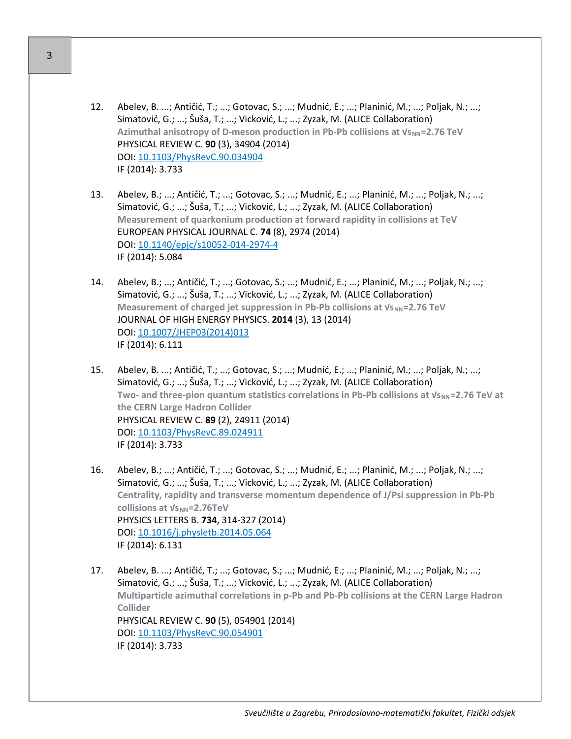12. Abelev, B. ...; Antičić, T.; ...; Gotovac, S.; ...; Mudnić, E.; ...; Planinić, M.; ...; Poljak, N.; ...; Simatović, G.; ...; Šuša, T.; ...; Vicković, L.; ...; Zyzak, M. (ALICE Collaboration)
    **Azimuthal anisotropy of D-meson production in Pb-Pb collisions at $\sqrt{s_{NN}}$=2.76 TeV**
    PHYSICAL REVIEW C. **90** (3), 34904 (2014)
    DOI: [10.1103/PhysRevC.90.034904](https://doi.org/10.1103/PhysRevC.90.034904)
    IF (2014): 3.733

13. Abelev, B.; ...; Antičić, T.; ...; Gotovac, S.; ...; Mudnić, E.; ...; Planinić, M.; ...; Poljak, N.; ...; Simatović, G.; ...; Šuša, T.; ...; Vicković, L.; ...; Zyzak, M. (ALICE Collaboration)
    **Measurement of quarkonium production at forward rapidity in collisions at TeV**
    EUROPEAN PHYSICAL JOURNAL C. **74** (8), 2974 (2014)
    DOI: [10.1140/epjc/s10052-014-2974-4](https://doi.org/10.1140/epjc/s10052-014-2974-4)
    IF (2014): 5.084

14. Abelev, B.; ...; Antičić, T.; ...; Gotovac, S.; ...; Mudnić, E.; ...; Planinić, M.; ...; Poljak, N.; ...; Simatović, G.; ...; Šuša, T.; ...; Vicković, L.; ...; Zyzak, M. (ALICE Collaboration)
    **Measurement of charged jet suppression in Pb-Pb collisions at $\sqrt{s_{NN}}$=2.76 TeV**
    JOURNAL OF HIGH ENERGY PHYSICS. **2014** (3), 13 (2014)
    DOI: [10.1007/JHEP03(2014)013](https://doi.org/10.1007/JHEP03(2014)013)
    IF (2014): 6.111

15. Abelev, B. ...; Antičić, T.; ...; Gotovac, S.; ...; Mudnić, E.; ...; Planinić, M.; ...; Poljak, N.; ...; Simatović, G.; ...; Šuša, T.; ...; Vicković, L.; ...; Zyzak, M. (ALICE Collaboration)
    **Two- and three-pion quantum statistics correlations in Pb-Pb collisions at $\sqrt{s_{NN}}$=2.76 TeV at the CERN Large Hadron Collider**
    PHYSICAL REVIEW C. **89** (2), 24911 (2014)
    DOI: [10.1103/PhysRevC.89.024911](https://doi.org/10.1103/PhysRevC.89.024911)
    IF (2014): 3.733

16. Abelev, B.; ...; Antičić, T.; ...; Gotovac, S.; ...; Mudnić, E.; ...; Planinić, M.; ...; Poljak, N.; ...; Simatović, G.; ...; Šuša, T.; ...; Vicković, L.; ...; Zyzak, M. (ALICE Collaboration)
    **Centrality, rapidity and transverse momentum dependence of J/Psi suppression in Pb-Pb collisions at $\sqrt{s_{NN}}$=2.76TeV**
    PHYSICS LETTERS B. **734**, 314-327 (2014)
    DOI: [10.1016/j.physletb.2014.05.064](https://doi.org/10.1016/j.physletb.2014.05.064)
    IF (2014): 6.131

17. Abelev, B. ...; Antičić, T.; ...; Gotovac, S.; ...; Mudnić, E.; ...; Planinić, M.; ...; Poljak, N.; ...; Simatović, G.; ...; Šuša, T.; ...; Vicković, L.; ...; Zyzak, M. (ALICE Collaboration)
    **Multiparticle azimuthal correlations in p-Pb and Pb-Pb collisions at the CERN Large Hadron Collider**
    PHYSICAL REVIEW C. **90** (5), 054901 (2014)
    DOI: [10.1103/PhysRevC.90.054901](https://doi.org/10.1103/PhysRevC.90.054901)
    IF (2014): 3.733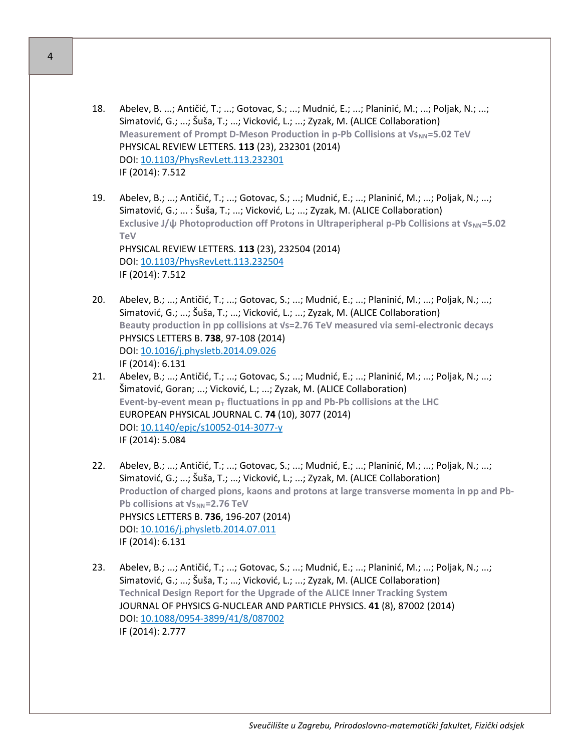18. Abelev, B. ...; Antičić, T.; ...; Gotovac, S.; ...; Mudnić, E.; ...; Planinić, M.; ...; Poljak, N.; ...; Simatović, G.; ...; Šuša, T.; ...; Vicković, L.; ...; Zyzak, M. (ALICE Collaboration)
    **Measurement of Prompt D-Meson Production in p-Pb Collisions at $\sqrt{s_{NN}}$=5.02 TeV**
    PHYSICAL REVIEW LETTERS. **113** (23), 232301 (2014)
    DOI: [10.1103/PhysRevLett.113.232301](https://doi.org/10.1103/PhysRevLett.113.232301)
    IF (2014): 7.512

19. Abelev, B.; ...; Antičić, T.; ...; Gotovac, S.; ...; Mudnić, E.; ...; Planinić, M.; ...; Poljak, N.; ...; Simatović, G.; ... : Šuša, T.; ...; Vicković, L.; ...; Zyzak, M. (ALICE Collaboration)
    **Exclusive J/ψ Photoproduction off Protons in Ultraperipheral p-Pb Collisions at $\sqrt{s_{NN}}$=5.02 TeV**
    PHYSICAL REVIEW LETTERS. **113** (23), 232504 (2014)
    DOI: [10.1103/PhysRevLett.113.232504](https://doi.org/10.1103/PhysRevLett.113.232504)
    IF (2014): 7.512

20. Abelev, B.; ...; Antičić, T.; ...; Gotovac, S.; ...; Mudnić, E.; ...; Planinić, M.; ...; Poljak, N.; ...; Simatović, G.; ...; Šuša, T.; ...; Vicković, L.; ...; Zyzak, M. (ALICE Collaboration)
    **Beauty production in pp collisions at $\sqrt{s}$=2.76 TeV measured via semi-electronic decays**
    PHYSICS LETTERS B. **738**, 97-108 (2014)
    DOI: [10.1016/j.physletb.2014.09.026](https://doi.org/10.1016/j.physletb.2014.09.026)
    IF (2014): 6.131

21. Abelev, B.; ...; Antičić, T.; ...; Gotovac, S.; ...; Mudnić, E.; ...; Planinić, M.; ...; Poljak, N.; ...; Šimatović, Goran; ...; Vicković, L.; ...; Zyzak, M. (ALICE Collaboration)
    **Event-by-event mean $p_T$ fluctuations in pp and Pb-Pb collisions at the LHC**
    EUROPEAN PHYSICAL JOURNAL C. **74** (10), 3077 (2014)
    DOI: [10.1140/epjc/s10052-014-3077-y](https://doi.org/10.1140/epjc/s10052-014-3077-y)
    IF (2014): 5.084

22. Abelev, B.; ...; Antičić, T.; ...; Gotovac, S.; ...; Mudnić, E.; ...; Planinić, M.; ...; Poljak, N.; ...; Simatović, G.; ...; Šuša, T.; ...; Vicković, L.; ...; Zyzak, M. (ALICE Collaboration)
    **Production of charged pions, kaons and protons at large transverse momenta in pp and Pb-Pb collisions at $\sqrt{s_{NN}}$=2.76 TeV**
    PHYSICS LETTERS B. **736**, 196-207 (2014)
    DOI: [10.1016/j.physletb.2014.07.011](https://doi.org/10.1016/j.physletb.2014.07.011)
    IF (2014): 6.131

23. Abelev, B.; ...; Antičić, T.; ...; Gotovac, S.; ...; Mudnić, E.; ...; Planinić, M.; ...; Poljak, N.; ...; Simatović, G.; ...; Šuša, T.; ...; Vicković, L.; ...; Zyzak, M. (ALICE Collaboration)
    **Technical Design Report for the Upgrade of the ALICE Inner Tracking System**
    JOURNAL OF PHYSICS G-NUCLEAR AND PARTICLE PHYSICS. **41** (8), 87002 (2014)
    DOI: [10.1088/0954-3899/41/8/087002](https://doi.org/10.1088/0954-3899/41/8/087002)
    IF (2014): 2.777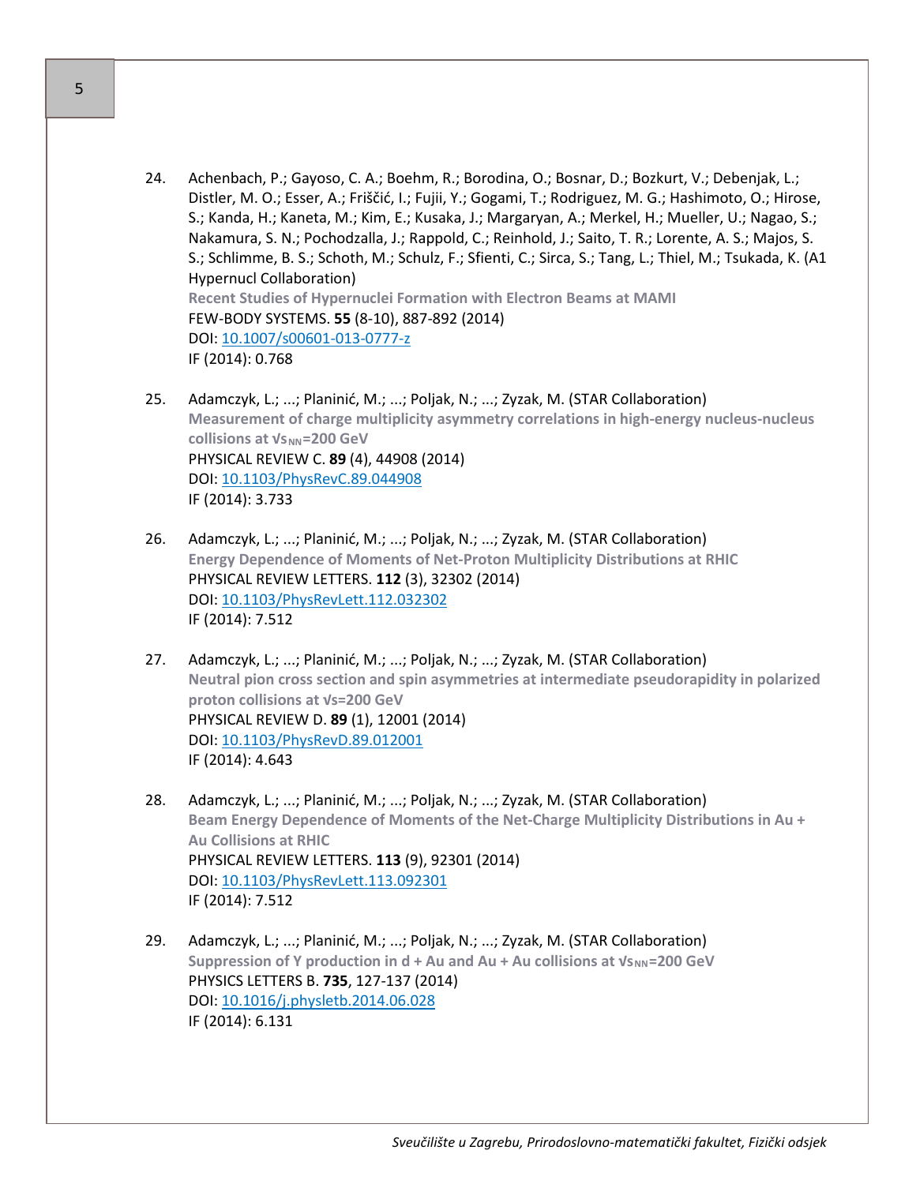24. Achenbach, P.; Gayoso, C. A.; Boehm, R.; Borodina, O.; Bosnar, D.; Bozkurt, V.; Debenjak, L.; Distler, M. O.; Esser, A.; Friščić, I.; Fujii, Y.; Gogami, T.; Rodriguez, M. G.; Hashimoto, O.; Hirose, S.; Kanda, H.; Kaneta, M.; Kim, E.; Kusaka, J.; Margaryan, A.; Merkel, H.; Mueller, U.; Nagao, S.; Nakamura, S. N.; Pochodzalla, J.; Rappold, C.; Reinhold, J.; Saito, T. R.; Lorente, A. S.; Majos, S. S.; Schlimme, B. S.; Schoth, M.; Schulz, F.; Sfienti, C.; Sirca, S.; Tang, L.; Thiel, M.; Tsukada, K. (A1 Hypernucl Collaboration)
   **Recent Studies of Hypernuclei Formation with Electron Beams at MAMI**
   FEW-BODY SYSTEMS. **55** (8-10), 887-892 (2014)
   DOI: 10.1007/s00601-013-0777-z
   IF (2014): 0.768

25. Adamczyk, L.; ...; Planinić, M.; ...; Poljak, N.; ...; Zyzak, M. (STAR Collaboration)
   **Measurement of charge multiplicity asymmetry correlations in high-energy nucleus-nucleus collisions at $\sqrt{s_{NN}}$=200 GeV**
   PHYSICAL REVIEW C. **89** (4), 44908 (2014)
   DOI: 10.1103/PhysRevC.89.044908
   IF (2014): 3.733

26. Adamczyk, L.; ...; Planinić, M.; ...; Poljak, N.; ...; Zyzak, M. (STAR Collaboration)
   **Energy Dependence of Moments of Net-Proton Multiplicity Distributions at RHIC**
   PHYSICAL REVIEW LETTERS. **112** (3), 32302 (2014)
   DOI: 10.1103/PhysRevLett.112.032302
   IF (2014): 7.512

27. Adamczyk, L.; ...; Planinić, M.; ...; Poljak, N.; ...; Zyzak, M. (STAR Collaboration)
   **Neutral pion cross section and spin asymmetries at intermediate pseudorapidity in polarized proton collisions at $\sqrt{s}$=200 GeV**
   PHYSICAL REVIEW D. **89** (1), 12001 (2014)
   DOI: 10.1103/PhysRevD.89.012001
   IF (2014): 4.643

28. Adamczyk, L.; ...; Planinić, M.; ...; Poljak, N.; ...; Zyzak, M. (STAR Collaboration)
   **Beam Energy Dependence of Moments of the Net-Charge Multiplicity Distributions in Au + Au Collisions at RHIC**
   PHYSICAL REVIEW LETTERS. **113** (9), 92301 (2014)
   DOI: 10.1103/PhysRevLett.113.092301
   IF (2014): 7.512

29. Adamczyk, L.; ...; Planinić, M.; ...; Poljak, N.; ...; Zyzak, M. (STAR Collaboration)
   **Suppression of Υ production in d + Au and Au + Au collisions at $\sqrt{s_{NN}}$=200 GeV**
   PHYSICS LETTERS B. **735**, 127-137 (2014)
   DOI: 10.1016/j.physletb.2014.06.028
   IF (2014): 6.131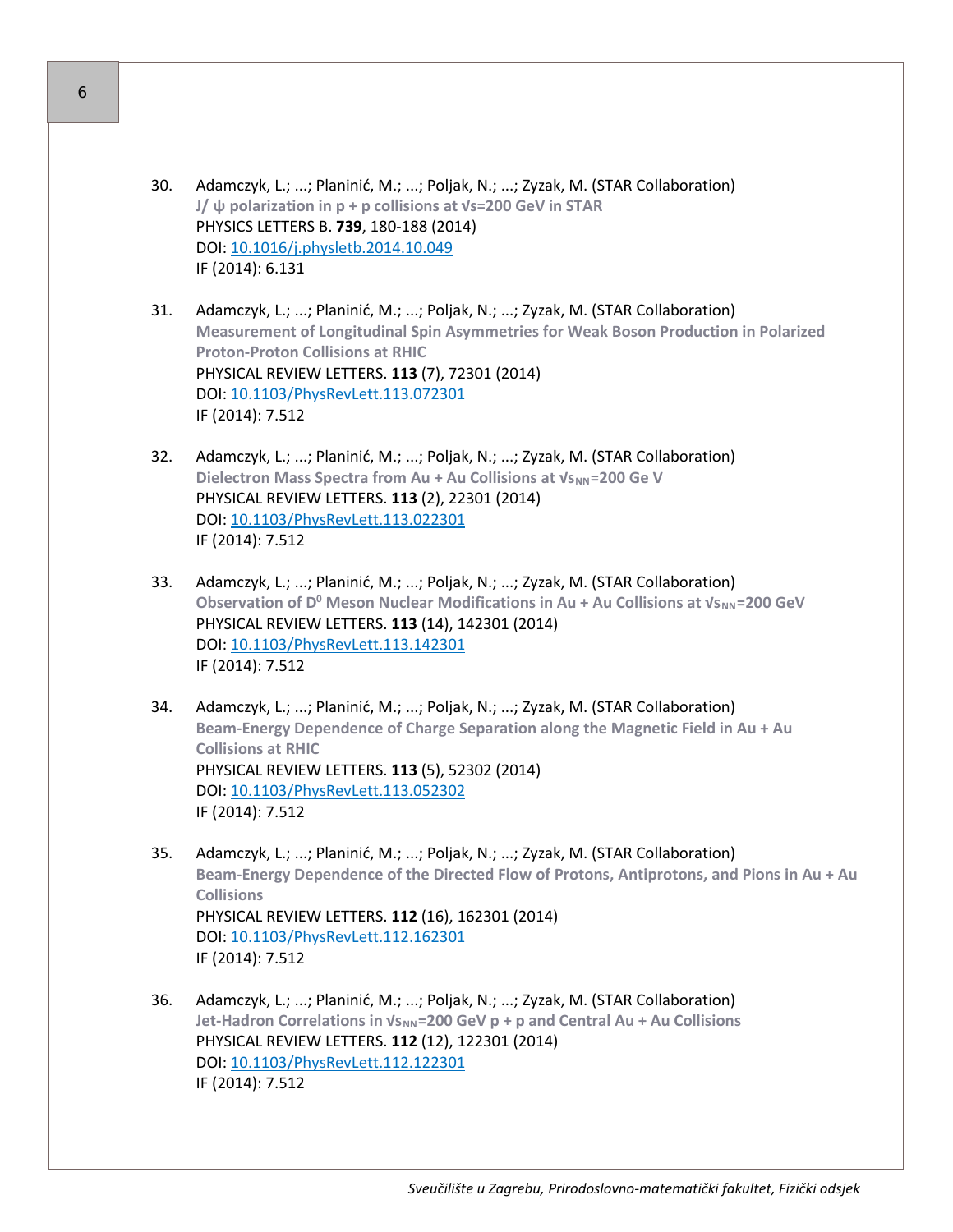30. Adamczyk, L.; ...; Planinić, M.; ...; Poljak, N.; ...; Zyzak, M. (STAR Collaboration)
**J/ ψ polarization in p + p collisions at $\sqrt{s}$=200 GeV in STAR**
PHYSICS LETTERS B. **739**, 180-188 (2014)
DOI: 10.1016/j.physletb.2014.10.049
IF (2014): 6.131

31. Adamczyk, L.; ...; Planinić, M.; ...; Poljak, N.; ...; Zyzak, M. (STAR Collaboration)
**Measurement of Longitudinal Spin Asymmetries for Weak Boson Production in Polarized Proton-Proton Collisions at RHIC**
PHYSICAL REVIEW LETTERS. **113** (7), 72301 (2014)
DOI: 10.1103/PhysRevLett.113.072301
IF (2014): 7.512

32. Adamczyk, L.; ...; Planinić, M.; ...; Poljak, N.; ...; Zyzak, M. (STAR Collaboration)
**Dielectron Mass Spectra from Au + Au Collisions at $\sqrt{s_{NN}}$=200 Ge V**
PHYSICAL REVIEW LETTERS. **113** (2), 22301 (2014)
DOI: 10.1103/PhysRevLett.113.022301
IF (2014): 7.512

33. Adamczyk, L.; ...; Planinić, M.; ...; Poljak, N.; ...; Zyzak, M. (STAR Collaboration)
**Observation of $D^0$ Meson Nuclear Modifications in Au + Au Collisions at $\sqrt{s_{NN}}$=200 GeV**
PHYSICAL REVIEW LETTERS. **113** (14), 142301 (2014)
DOI: 10.1103/PhysRevLett.113.142301
IF (2014): 7.512

34. Adamczyk, L.; ...; Planinić, M.; ...; Poljak, N.; ...; Zyzak, M. (STAR Collaboration)
**Beam-Energy Dependence of Charge Separation along the Magnetic Field in Au + Au Collisions at RHIC**
PHYSICAL REVIEW LETTERS. **113** (5), 52302 (2014)
DOI: 10.1103/PhysRevLett.113.052302
IF (2014): 7.512

35. Adamczyk, L.; ...; Planinić, M.; ...; Poljak, N.; ...; Zyzak, M. (STAR Collaboration)
**Beam-Energy Dependence of the Directed Flow of Protons, Antiprotons, and Pions in Au + Au Collisions**
PHYSICAL REVIEW LETTERS. **112** (16), 162301 (2014)
DOI: 10.1103/PhysRevLett.112.162301
IF (2014): 7.512

36. Adamczyk, L.; ...; Planinić, M.; ...; Poljak, N.; ...; Zyzak, M. (STAR Collaboration)
**Jet-Hadron Correlations in $\sqrt{s_{NN}}$=200 GeV p + p and Central Au + Au Collisions**
PHYSICAL REVIEW LETTERS. **112** (12), 122301 (2014)
DOI: 10.1103/PhysRevLett.112.122301
IF (2014): 7.512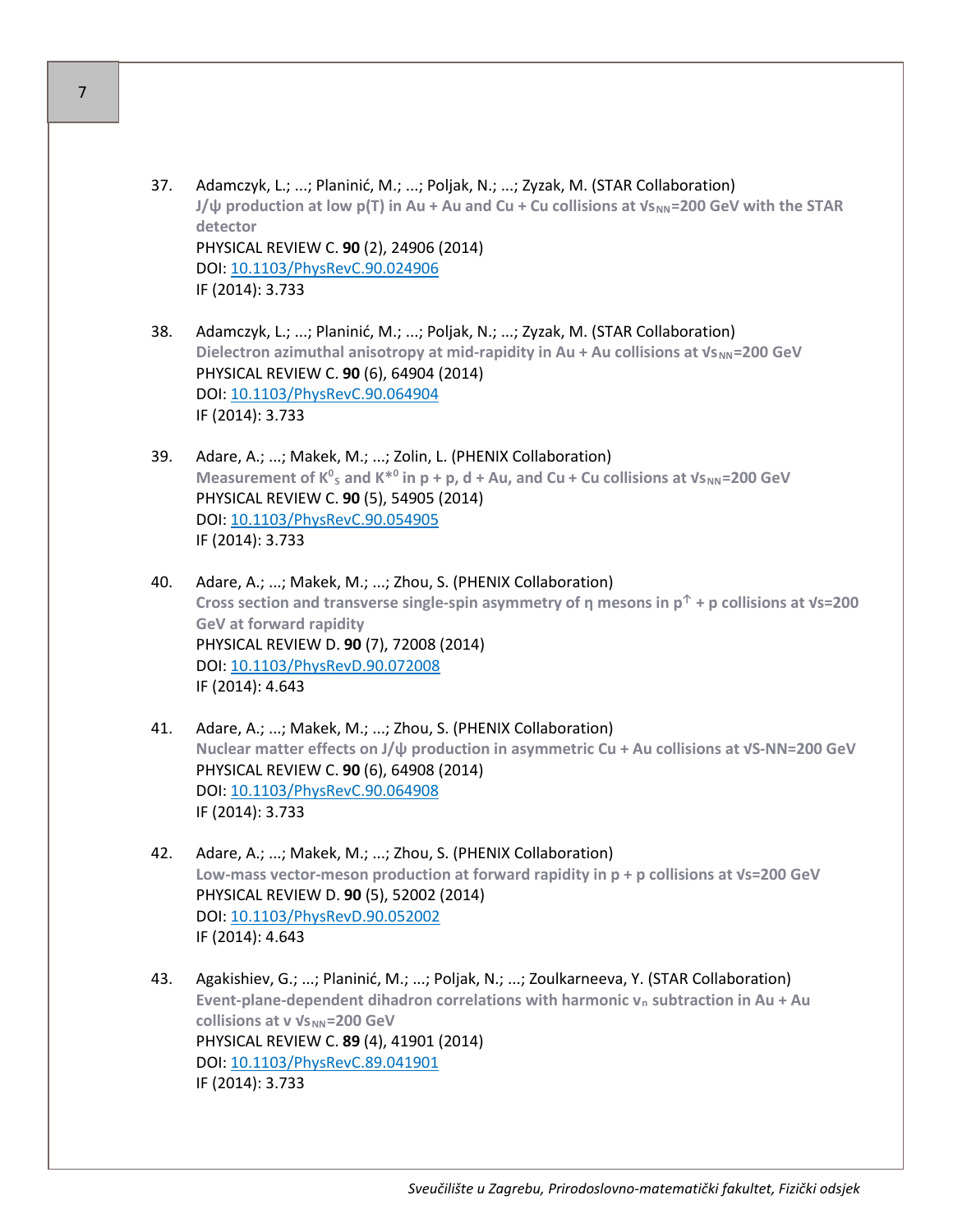37. Adamczyk, L.; ...; Planinić, M.; ...; Poljak, N.; ...; Zyzak, M. (STAR Collaboration)
**J/ψ production at low p(T) in Au + Au and Cu + Cu collisions at $\sqrt{s_{NN}}$=200 GeV with the STAR detector**
PHYSICAL REVIEW C. **90** (2), 24906 (2014)
DOI: [10.1103/PhysRevC.90.024906](https://doi.org/10.1103/PhysRevC.90.024906)
IF (2014): 3.733

38. Adamczyk, L.; ...; Planinić, M.; ...; Poljak, N.; ...; Zyzak, M. (STAR Collaboration)
**Dielectron azimuthal anisotropy at mid-rapidity in Au + Au collisions at $\sqrt{s_{NN}}$=200 GeV**
PHYSICAL REVIEW C. **90** (6), 64904 (2014)
DOI: [10.1103/PhysRevC.90.064904](https://doi.org/10.1103/PhysRevC.90.064904)
IF (2014): 3.733

39. Adare, A.; ...; Makek, M.; ...; Zolin, L. (PHENIX Collaboration)
**Measurement of $K^0_S$ and $K^{*0}$ in p + p, d + Au, and Cu + Cu collisions at $\sqrt{s_{NN}}$=200 GeV**
PHYSICAL REVIEW C. **90** (5), 54905 (2014)
DOI: [10.1103/PhysRevC.90.054905](https://doi.org/10.1103/PhysRevC.90.054905)
IF (2014): 3.733

40. Adare, A.; ...; Makek, M.; ...; Zhou, S. (PHENIX Collaboration)
**Cross section and transverse single-spin asymmetry of η mesons in $p^{\uparrow}$ + p collisions at $\sqrt{s}$=200 GeV at forward rapidity**
PHYSICAL REVIEW D. **90** (7), 72008 (2014)
DOI: [10.1103/PhysRevD.90.072008](https://doi.org/10.1103/PhysRevD.90.072008)
IF (2014): 4.643

41. Adare, A.; ...; Makek, M.; ...; Zhou, S. (PHENIX Collaboration)
**Nuclear matter effects on J/ψ production in asymmetric Cu + Au collisions at $\sqrt{S\text{-}NN}$=200 GeV**
PHYSICAL REVIEW C. **90** (6), 64908 (2014)
DOI: [10.1103/PhysRevC.90.064908](https://doi.org/10.1103/PhysRevC.90.064908)
IF (2014): 3.733

42. Adare, A.; ...; Makek, M.; ...; Zhou, S. (PHENIX Collaboration)
**Low-mass vector-meson production at forward rapidity in p + p collisions at $\sqrt{s}$=200 GeV**
PHYSICAL REVIEW D. **90** (5), 52002 (2014)
DOI: [10.1103/PhysRevD.90.052002](https://doi.org/10.1103/PhysRevD.90.052002)
IF (2014): 4.643

43. Agakishiev, G.; ...; Planinić, M.; ...; Poljak, N.; ...; Zoulkarneeva, Y. (STAR Collaboration)
**Event-plane-dependent dihadron correlations with harmonic $v_n$ subtraction in Au + Au collisions at v $\sqrt{s_{NN}}$=200 GeV**
PHYSICAL REVIEW C. **89** (4), 41901 (2014)
DOI: [10.1103/PhysRevC.89.041901](https://doi.org/10.1103/PhysRevC.89.041901)
IF (2014): 3.733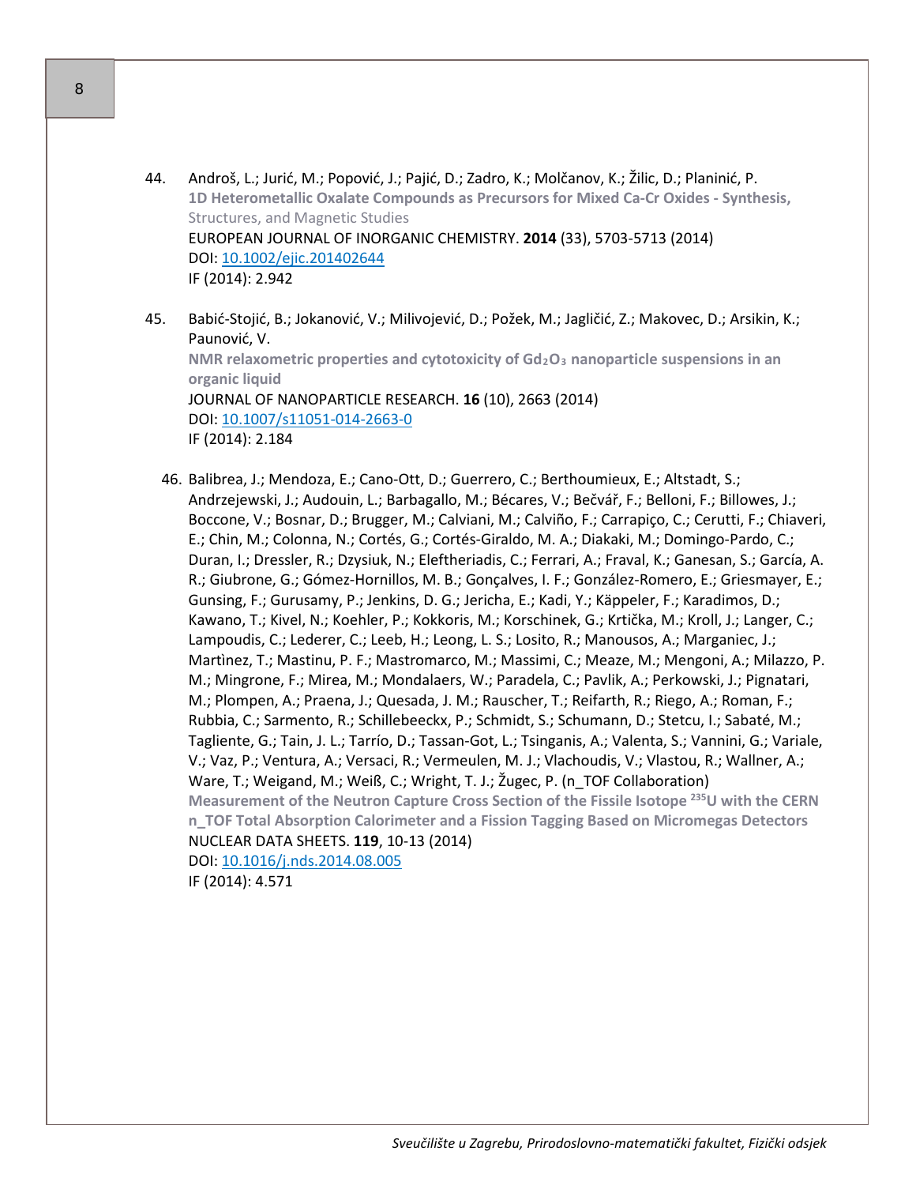44. Androš, L.; Jurić, M.; Popović, J.; Pajić, D.; Zadro, K.; Molčanov, K.; Žilic, D.; Planinić, P.
**1D Heterometallic Oxalate Compounds as Precursors for Mixed Ca-Cr Oxides - Synthesis,** Structures, and Magnetic Studies
EUROPEAN JOURNAL OF INORGANIC CHEMISTRY. **2014** (33), 5703-5713 (2014)
DOI: [10.1002/ejic.201402644](https://doi.org/10.1002/ejic.201402644)
IF (2014): 2.942

45. Babić-Stojić, B.; Jokanović, V.; Milivojević, D.; Požek, M.; Jagličić, Z.; Makovec, D.; Arsikin, K.; Paunović, V.
**NMR relaxometric properties and cytotoxicity of $Gd_2O_3$ nanoparticle suspensions in an organic liquid**
JOURNAL OF NANOPARTICLE RESEARCH. **16** (10), 2663 (2014)
DOI: [10.1007/s11051-014-2663-0](https://doi.org/10.1007/s11051-014-2663-0)
IF (2014): 2.184

46. Balibrea, J.; Mendoza, E.; Cano-Ott, D.; Guerrero, C.; Berthoumieux, E.; Altstadt, S.; Andrzejewski, J.; Audouin, L.; Barbagallo, M.; Bécares, V.; Bečvář, F.; Belloni, F.; Billowes, J.; Boccone, V.; Bosnar, D.; Brugger, M.; Calviani, M.; Calviño, F.; Carrapiço, C.; Cerutti, F.; Chiaveri, E.; Chin, M.; Colonna, N.; Cortés, G.; Cortés-Giraldo, M. A.; Diakaki, M.; Domingo-Pardo, C.; Duran, I.; Dressler, R.; Dzysiuk, N.; Eleftheriadis, C.; Ferrari, A.; Fraval, K.; Ganesan, S.; García, A. R.; Giubrone, G.; Gómez-Hornillos, M. B.; Gonçalves, I. F.; González-Romero, E.; Griesmayer, E.; Gunsing, F.; Gurusamy, P.; Jenkins, D. G.; Jericha, E.; Kadi, Y.; Käppeler, F.; Karadimos, D.; Kawano, T.; Kivel, N.; Koehler, P.; Kokkoris, M.; Korschinek, G.; Krtička, M.; Kroll, J.; Langer, C.; Lampoudis, C.; Lederer, C.; Leeb, H.; Leong, L. S.; Losito, R.; Manousos, A.; Marganiec, J.; Martìnez, T.; Mastinu, P. F.; Mastromarco, M.; Massimi, C.; Meaze, M.; Mengoni, A.; Milazzo, P. M.; Mingrone, F.; Mirea, M.; Mondalaers, W.; Paradela, C.; Pavlik, A.; Perkowski, J.; Pignatari, M.; Plompen, A.; Praena, J.; Quesada, J. M.; Rauscher, T.; Reifarth, R.; Riego, A.; Roman, F.; Rubbia, C.; Sarmento, R.; Schillebeeckx, P.; Schmidt, S.; Schumann, D.; Stetcu, I.; Sabaté, M.; Tagliente, G.; Tain, J. L.; Tarrío, D.; Tassan-Got, L.; Tsinganis, A.; Valenta, S.; Vannini, G.; Variale, V.; Vaz, P.; Ventura, A.; Versaci, R.; Vermeulen, M. J.; Vlachoudis, V.; Vlastou, R.; Wallner, A.; Ware, T.; Weigand, M.; Weiß, C.; Wright, T. J.; Žugec, P. (n_TOF Collaboration)
**Measurement of the Neutron Capture Cross Section of the Fissile Isotope $^{235}U$ with the CERN n_TOF Total Absorption Calorimeter and a Fission Tagging Based on Micromegas Detectors**
NUCLEAR DATA SHEETS. **119**, 10-13 (2014)
DOI: [10.1016/j.nds.2014.08.005](https://doi.org/10.1016/j.nds.2014.08.005)
IF (2014): 4.571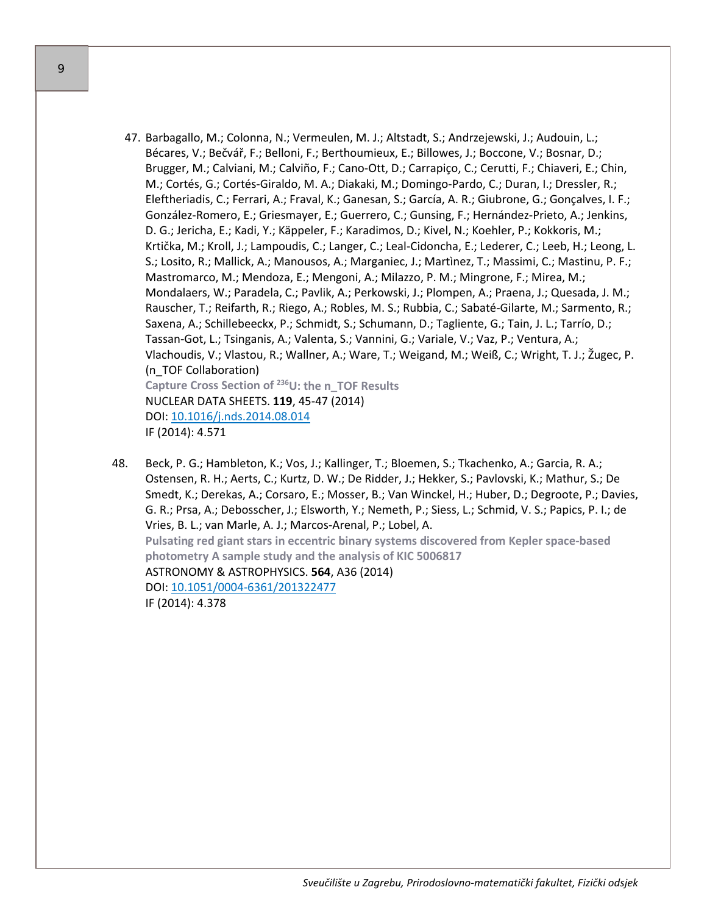47. Barbagallo, M.; Colonna, N.; Vermeulen, M. J.; Altstadt, S.; Andrzejewski, J.; Audouin, L.; Bécares, V.; Bečvář, F.; Belloni, F.; Berthoumieux, E.; Billowes, J.; Boccone, V.; Bosnar, D.; Brugger, M.; Calviani, M.; Calviño, F.; Cano-Ott, D.; Carrapiço, C.; Cerutti, F.; Chiaveri, E.; Chin, M.; Cortés, G.; Cortés-Giraldo, M. A.; Diakaki, M.; Domingo-Pardo, C.; Duran, I.; Dressler, R.; Eleftheriadis, C.; Ferrari, A.; Fraval, K.; Ganesan, S.; García, A. R.; Giubrone, G.; Gonçalves, I. F.; González-Romero, E.; Griesmayer, E.; Guerrero, C.; Gunsing, F.; Hernández-Prieto, A.; Jenkins, D. G.; Jericha, E.; Kadi, Y.; Käppeler, F.; Karadimos, D.; Kivel, N.; Koehler, P.; Kokkoris, M.; Krtička, M.; Kroll, J.; Lampoudis, C.; Langer, C.; Leal-Cidoncha, E.; Lederer, C.; Leeb, H.; Leong, L. S.; Losito, R.; Mallick, A.; Manousos, A.; Marganiec, J.; Martìnez, T.; Massimi, C.; Mastinu, P. F.; Mastromarco, M.; Mendoza, E.; Mengoni, A.; Milazzo, P. M.; Mingrone, F.; Mirea, M.; Mondalaers, W.; Paradela, C.; Pavlik, A.; Perkowski, J.; Plompen, A.; Praena, J.; Quesada, J. M.; Rauscher, T.; Reifarth, R.; Riego, A.; Robles, M. S.; Rubbia, C.; Sabaté-Gilarte, M.; Sarmento, R.; Saxena, A.; Schillebeeckx, P.; Schmidt, S.; Schumann, D.; Tagliente, G.; Tain, J. L.; Tarrío, D.; Tassan-Got, L.; Tsinganis, A.; Valenta, S.; Vannini, G.; Variale, V.; Vaz, P.; Ventura, A.; Vlachoudis, V.; Vlastou, R.; Wallner, A.; Ware, T.; Weigand, M.; Weiß, C.; Wright, T. J.; Žugec, P. (n_TOF Collaboration)
    **Capture Cross Section of $^{236}$U: the n_TOF Results**
    NUCLEAR DATA SHEETS. **119**, 45-47 (2014)
    DOI: [10.1016/j.nds.2014.08.014](https://doi.org/10.1016/j.nds.2014.08.014)
    IF (2014): 4.571

48. Beck, P. G.; Hambleton, K.; Vos, J.; Kallinger, T.; Bloemen, S.; Tkachenko, A.; Garcia, R. A.; Ostensen, R. H.; Aerts, C.; Kurtz, D. W.; De Ridder, J.; Hekker, S.; Pavlovski, K.; Mathur, S.; De Smedt, K.; Derekas, A.; Corsaro, E.; Mosser, B.; Van Winckel, H.; Huber, D.; Degroote, P.; Davies, G. R.; Prsa, A.; Debosscher, J.; Elsworth, Y.; Nemeth, P.; Siess, L.; Schmid, V. S.; Papics, P. I.; de Vries, B. L.; van Marle, A. J.; Marcos-Arenal, P.; Lobel, A.
    **Pulsating red giant stars in eccentric binary systems discovered from Kepler space-based photometry A sample study and the analysis of KIC 5006817**
    ASTRONOMY & ASTROPHYSICS. **564**, A36 (2014)
    DOI: [10.1051/0004-6361/201322477](https://doi.org/10.1051/0004-6361/201322477)
    IF (2014): 4.378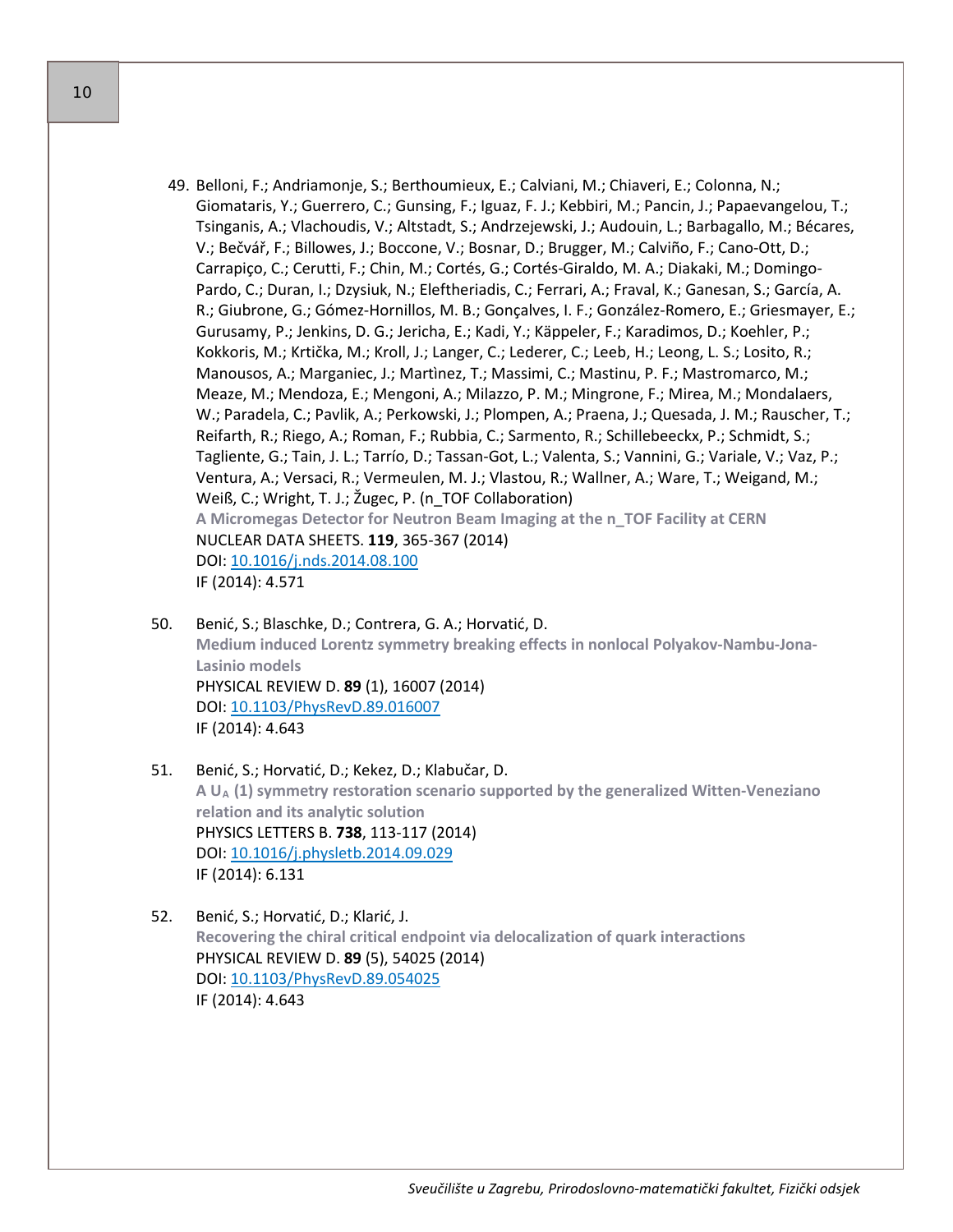49. Belloni, F.; Andriamonje, S.; Berthoumieux, E.; Calviani, M.; Chiaveri, E.; Colonna, N.; Giomataris, Y.; Guerrero, C.; Gunsing, F.; Iguaz, F. J.; Kebbiri, M.; Pancin, J.; Papaevangelou, T.; Tsinganis, A.; Vlachoudis, V.; Altstadt, S.; Andrzejewski, J.; Audouin, L.; Barbagallo, M.; Bécares, V.; Bečvář, F.; Billowes, J.; Boccone, V.; Bosnar, D.; Brugger, M.; Calviño, F.; Cano-Ott, D.; Carrapiço, C.; Cerutti, F.; Chin, M.; Cortés, G.; Cortés-Giraldo, M. A.; Diakaki, M.; Domingo-Pardo, C.; Duran, I.; Dzysiuk, N.; Eleftheriadis, C.; Ferrari, A.; Fraval, K.; Ganesan, S.; García, A. R.; Giubrone, G.; Gómez-Hornillos, M. B.; Gonçalves, I. F.; González-Romero, E.; Griesmayer, E.; Gurusamy, P.; Jenkins, D. G.; Jericha, E.; Kadi, Y.; Käppeler, F.; Karadimos, D.; Koehler, P.; Kokkoris, M.; Krtička, M.; Kroll, J.; Langer, C.; Lederer, C.; Leeb, H.; Leong, L. S.; Losito, R.; Manousos, A.; Marganiec, J.; Martìnez, T.; Massimi, C.; Mastinu, P. F.; Mastromarco, M.; Meaze, M.; Mendoza, E.; Mengoni, A.; Milazzo, P. M.; Mingrone, F.; Mirea, M.; Mondalaers, W.; Paradela, C.; Pavlik, A.; Perkowski, J.; Plompen, A.; Praena, J.; Quesada, J. M.; Rauscher, T.; Reifarth, R.; Riego, A.; Roman, F.; Rubbia, C.; Sarmento, R.; Schillebeeckx, P.; Schmidt, S.; Tagliente, G.; Tain, J. L.; Tarrío, D.; Tassan-Got, L.; Valenta, S.; Vannini, G.; Variale, V.; Vaz, P.; Ventura, A.; Versaci, R.; Vermeulen, M. J.; Vlastou, R.; Wallner, A.; Ware, T.; Weigand, M.; Weiß, C.; Wright, T. J.; Žugec, P. (n_TOF Collaboration)
    **A Micromegas Detector for Neutron Beam Imaging at the n_TOF Facility at CERN**
    NUCLEAR DATA SHEETS. **119**, 365-367 (2014)
    DOI: 10.1016/j.nds.2014.08.100
    IF (2014): 4.571

50. Benić, S.; Blaschke, D.; Contrera, G. A.; Horvatić, D.
    **Medium induced Lorentz symmetry breaking effects in nonlocal Polyakov-Nambu-Jona-Lasinio models**
    PHYSICAL REVIEW D. **89** (1), 16007 (2014)
    DOI: 10.1103/PhysRevD.89.016007
    IF (2014): 4.643

51. Benić, S.; Horvatić, D.; Kekez, D.; Klabučar, D.
    **A $U_A$ (1) symmetry restoration scenario supported by the generalized Witten-Veneziano relation and its analytic solution**
    PHYSICS LETTERS B. **738**, 113-117 (2014)
    DOI: 10.1016/j.physletb.2014.09.029
    IF (2014): 6.131

52. Benić, S.; Horvatić, D.; Klarić, J.
    **Recovering the chiral critical endpoint via delocalization of quark interactions**
    PHYSICAL REVIEW D. **89** (5), 54025 (2014)
    DOI: 10.1103/PhysRevD.89.054025
    IF (2014): 4.643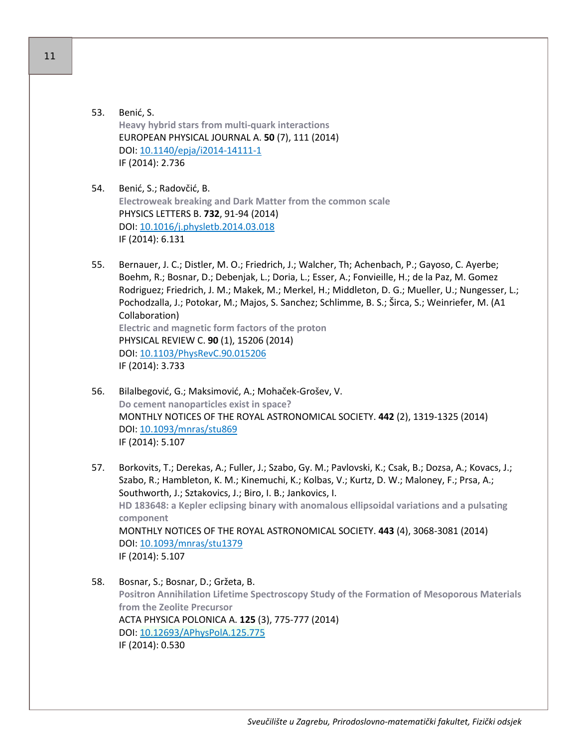53. Benić, S.
    **Heavy hybrid stars from multi-quark interactions**
    EUROPEAN PHYSICAL JOURNAL A. **50** (7), 111 (2014)
    DOI: [10.1140/epja/i2014-14111-1](https://doi.org/10.1140/epja/i2014-14111-1)
    IF (2014): 2.736

54. Benić, S.; Radovčić, B.
    **Electroweak breaking and Dark Matter from the common scale**
    PHYSICS LETTERS B. **732**, 91-94 (2014)
    DOI: [10.1016/j.physletb.2014.03.018](https://doi.org/10.1016/j.physletb.2014.03.018)
    IF (2014): 6.131

55. Bernauer, J. C.; Distler, M. O.; Friedrich, J.; Walcher, Th; Achenbach, P.; Gayoso, C. Ayerbe; Boehm, R.; Bosnar, D.; Debenjak, L.; Doria, L.; Esser, A.; Fonvieille, H.; de la Paz, M. Gomez Rodriguez; Friedrich, J. M.; Makek, M.; Merkel, H.; Middleton, D. G.; Mueller, U.; Nungesser, L.; Pochodzalla, J.; Potokar, M.; Majos, S. Sanchez; Schlimme, B. S.; Širca, S.; Weinriefer, M. (A1 Collaboration)
    **Electric and magnetic form factors of the proton**
    PHYSICAL REVIEW C. **90** (1), 15206 (2014)
    DOI: [10.1103/PhysRevC.90.015206](https://doi.org/10.1103/PhysRevC.90.015206)
    IF (2014): 3.733

56. Bilalbegović, G.; Maksimović, A.; Mohaček-Grošev, V.
    **Do cement nanoparticles exist in space?**
    MONTHLY NOTICES OF THE ROYAL ASTRONOMICAL SOCIETY. **442** (2), 1319-1325 (2014)
    DOI: [10.1093/mnras/stu869](https://doi.org/10.1093/mnras/stu869)
    IF (2014): 5.107

57. Borkovits, T.; Derekas, A.; Fuller, J.; Szabo, Gy. M.; Pavlovski, K.; Csak, B.; Dozsa, A.; Kovacs, J.; Szabo, R.; Hambleton, K. M.; Kinemuchi, K.; Kolbas, V.; Kurtz, D. W.; Maloney, F.; Prsa, A.; Southworth, J.; Sztakovics, J.; Biro, I. B.; Jankovics, I.
    **HD 183648: a Kepler eclipsing binary with anomalous ellipsoidal variations and a pulsating component**
    MONTHLY NOTICES OF THE ROYAL ASTRONOMICAL SOCIETY. **443** (4), 3068-3081 (2014)
    DOI: [10.1093/mnras/stu1379](https://doi.org/10.1093/mnras/stu1379)
    IF (2014): 5.107

58. Bosnar, S.; Bosnar, D.; Gržeta, B.
    **Positron Annihilation Lifetime Spectroscopy Study of the Formation of Mesoporous Materials from the Zeolite Precursor**
    ACTA PHYSICA POLONICA A. **125** (3), 775-777 (2014)
    DOI: [10.12693/APhysPolA.125.775](https://doi.org/10.12693/APhysPolA.125.775)
    IF (2014): 0.530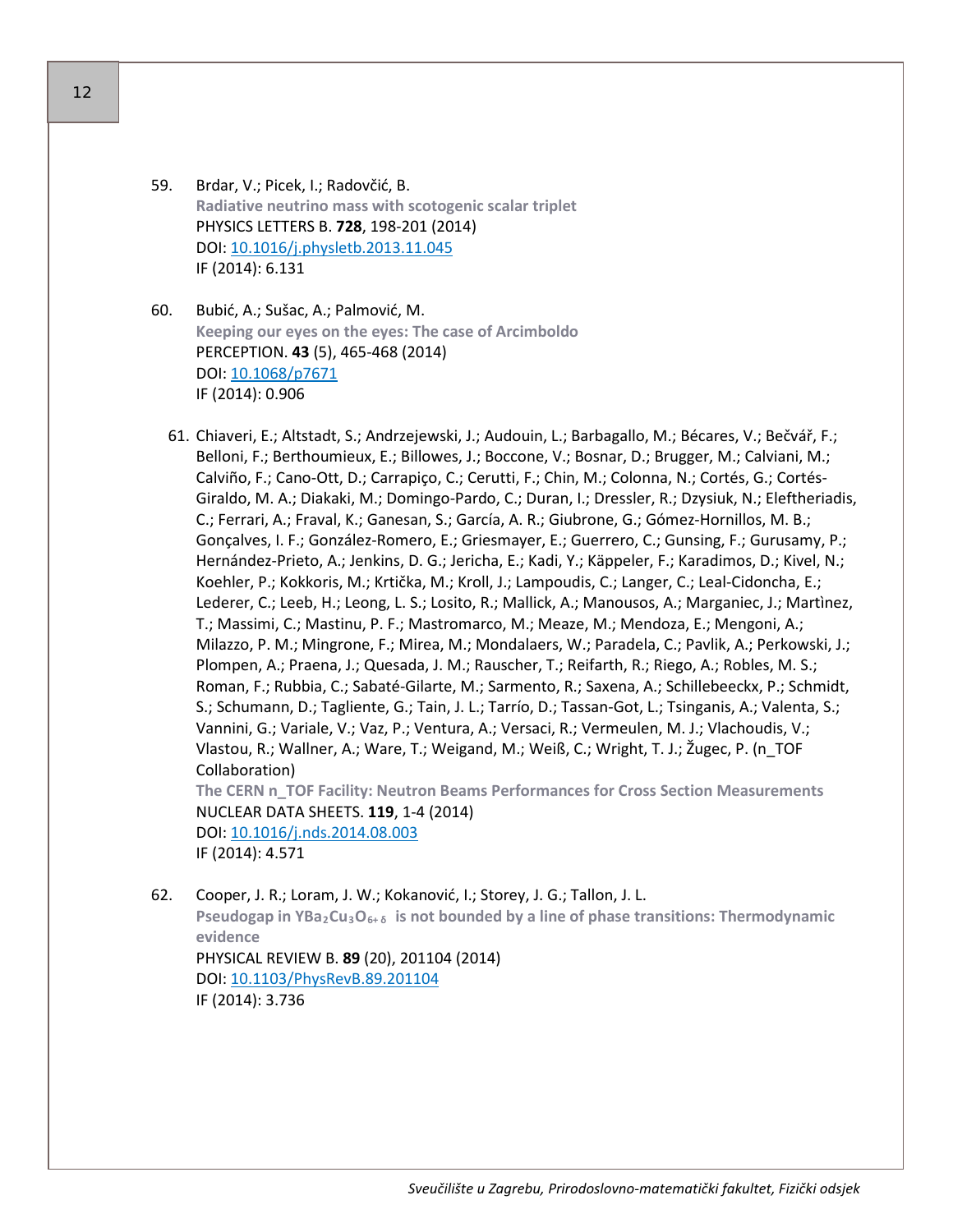59. Brdar, V.; Picek, I.; Radovčić, B.
    **Radiative neutrino mass with scotogenic scalar triplet**
    PHYSICS LETTERS B. **728**, 198-201 (2014)
    DOI: [10.1016/j.physletb.2013.11.045](https://doi.org/10.1016/j.physletb.2013.11.045)
    IF (2014): 6.131

60. Bubić, A.; Šušac, A.; Palmović, M.
    **Keeping our eyes on the eyes: The case of Arcimboldo**
    PERCEPTION. **43** (5), 465-468 (2014)
    DOI: [10.1068/p7671](https://doi.org/10.1068/p7671)
    IF (2014): 0.906

61. Chiaveri, E.; Altstadt, S.; Andrzejewski, J.; Audouin, L.; Barbagallo, M.; Bécares, V.; Bečvář, F.; Belloni, F.; Berthoumieux, E.; Billowes, J.; Boccone, V.; Bosnar, D.; Brugger, M.; Calviani, M.; Calviño, F.; Cano-Ott, D.; Carrapiço, C.; Cerutti, F.; Chin, M.; Colonna, N.; Cortés, G.; Cortés-Giraldo, M. A.; Diakaki, M.; Domingo-Pardo, C.; Duran, I.; Dressler, R.; Dzysiuk, N.; Eleftheriadis, C.; Ferrari, A.; Fraval, K.; Ganesan, S.; García, A. R.; Giubrone, G.; Gómez-Hornillos, M. B.; Gonçalves, I. F.; González-Romero, E.; Griesmayer, E.; Guerrero, C.; Gunsing, F.; Gurusamy, P.; Hernández-Prieto, A.; Jenkins, D. G.; Jericha, E.; Kadi, Y.; Käppeler, F.; Karadimos, D.; Kivel, N.; Koehler, P.; Kokkoris, M.; Krtička, M.; Kroll, J.; Lampoudis, C.; Langer, C.; Leal-Cidoncha, E.; Lederer, C.; Leeb, H.; Leong, L. S.; Losito, R.; Mallick, A.; Manousos, A.; Marganiec, J.; Martìnez, T.; Massimi, C.; Mastinu, P. F.; Mastromarco, M.; Meaze, M.; Mendoza, E.; Mengoni, A.; Milazzo, P. M.; Mingrone, F.; Mirea, M.; Mondalaers, W.; Paradela, C.; Pavlik, A.; Perkowski, J.; Plompen, A.; Praena, J.; Quesada, J. M.; Rauscher, T.; Reifarth, R.; Riego, A.; Robles, M. S.; Roman, F.; Rubbia, C.; Sabaté-Gilarte, M.; Sarmento, R.; Saxena, A.; Schillebeeckx, P.; Schmidt, S.; Schumann, D.; Tagliente, G.; Tain, J. L.; Tarrío, D.; Tassan-Got, L.; Tsinganis, A.; Valenta, S.; Vannini, G.; Variale, V.; Vaz, P.; Ventura, A.; Versaci, R.; Vermeulen, M. J.; Vlachoudis, V.; Vlastou, R.; Wallner, A.; Ware, T.; Weigand, M.; Weiß, C.; Wright, T. J.; Žugec, P. (n_TOF Collaboration)
    **The CERN n_TOF Facility: Neutron Beams Performances for Cross Section Measurements**
    NUCLEAR DATA SHEETS. **119**, 1-4 (2014)
    DOI: [10.1016/j.nds.2014.08.003](https://doi.org/10.1016/j.nds.2014.08.003)
    IF (2014): 4.571

62. Cooper, J. R.; Loram, J. W.; Kokanović, I.; Storey, J. G.; Tallon, J. L.
    **Pseudogap in $YBa_2Cu_3O_{6+\delta}$ is not bounded by a line of phase transitions: Thermodynamic evidence**
    PHYSICAL REVIEW B. **89** (20), 201104 (2014)
    DOI: [10.1103/PhysRevB.89.201104](https://doi.org/10.1103/PhysRevB.89.201104)
    IF (2014): 3.736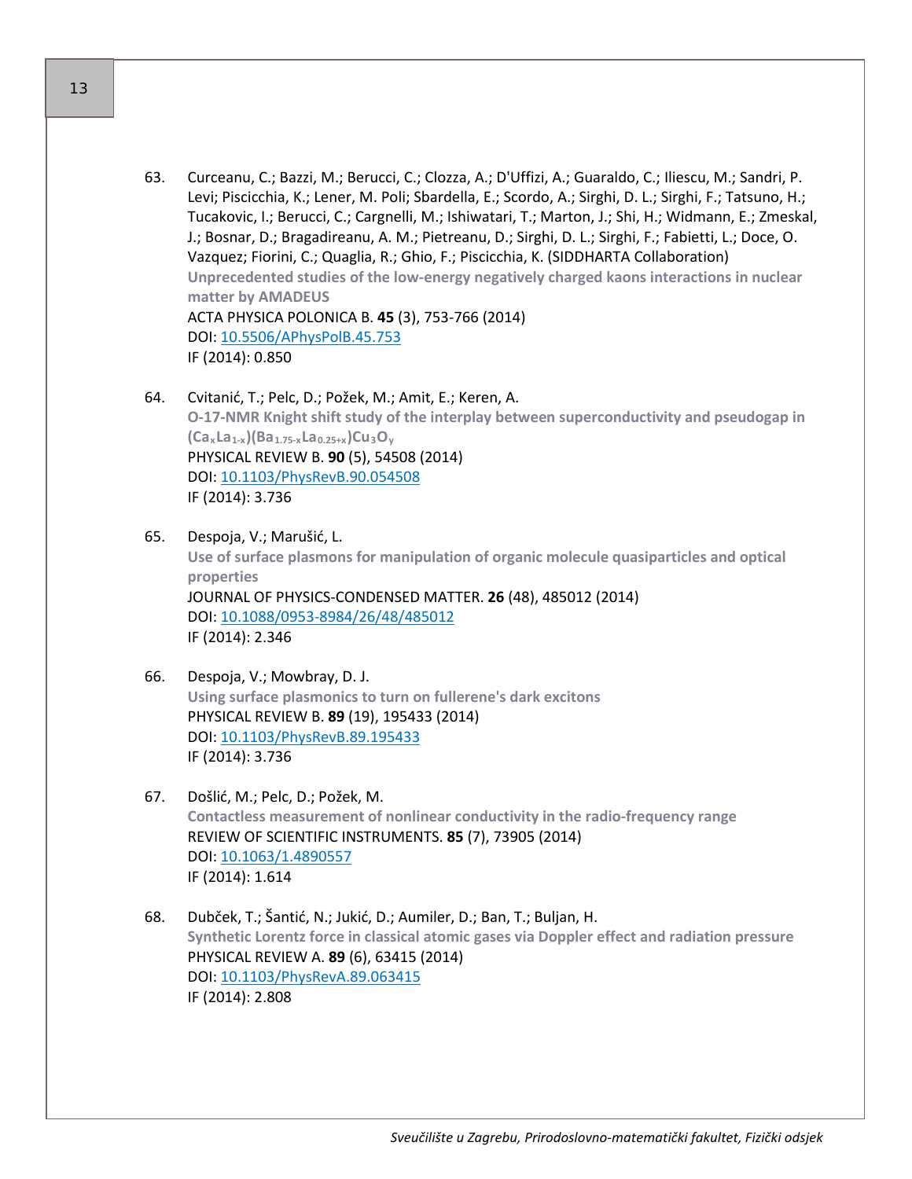63. Curceanu, C.; Bazzi, M.; Berucci, C.; Clozza, A.; D'Uffizi, A.; Guaraldo, C.; Iliescu, M.; Sandri, P. Levi; Piscicchia, K.; Lener, M. Poli; Sbardella, E.; Scordo, A.; Sirghi, D. L.; Sirghi, F.; Tatsuno, H.; Tucakovic, I.; Berucci, C.; Cargnelli, M.; Ishiwatari, T.; Marton, J.; Shi, H.; Widmann, E.; Zmeskal, J.; Bosnar, D.; Bragadireanu, A. M.; Pietreanu, D.; Sirghi, D. L.; Sirghi, F.; Fabietti, L.; Doce, O. Vazquez; Fiorini, C.; Quaglia, R.; Ghio, F.; Piscicchia, K. (SIDDHARTA Collaboration)
    **Unprecedented studies of the low-energy negatively charged kaons interactions in nuclear matter by AMADEUS**
    ACTA PHYSICA POLONICA B. **45** (3), 753-766 (2014)
    DOI: [10.5506/APhysPolB.45.753](https://doi.org/10.5506/APhysPolB.45.753)
    IF (2014): 0.850

64. Cvitanić, T.; Pelc, D.; Požek, M.; Amit, E.; Keren, A.
    **O-17-NMR Knight shift study of the interplay between superconductivity and pseudogap in $(Ca_xLa_{1-x})(Ba_{1.75-x}La_{0.25+x})Cu_3O_y$**
    PHYSICAL REVIEW B. **90** (5), 54508 (2014)
    DOI: [10.1103/PhysRevB.90.054508](https://doi.org/10.1103/PhysRevB.90.054508)
    IF (2014): 3.736

65. Despoja, V.; Marušić, L.
    **Use of surface plasmons for manipulation of organic molecule quasiparticles and optical properties**
    JOURNAL OF PHYSICS-CONDENSED MATTER. **26** (48), 485012 (2014)
    DOI: [10.1088/0953-8984/26/48/485012](https://doi.org/10.1088/0953-8984/26/48/485012)
    IF (2014): 2.346

66. Despoja, V.; Mowbray, D. J.
    **Using surface plasmonics to turn on fullerene's dark excitons**
    PHYSICAL REVIEW B. **89** (19), 195433 (2014)
    DOI: [10.1103/PhysRevB.89.195433](https://doi.org/10.1103/PhysRevB.89.195433)
    IF (2014): 3.736

67. Došlić, M.; Pelc, D.; Požek, M.
    **Contactless measurement of nonlinear conductivity in the radio-frequency range**
    REVIEW OF SCIENTIFIC INSTRUMENTS. **85** (7), 73905 (2014)
    DOI: [10.1063/1.4890557](https://doi.org/10.1063/1.4890557)
    IF (2014): 1.614

68. Dubček, T.; Šantić, N.; Jukić, D.; Aumiler, D.; Ban, T.; Buljan, H.
    **Synthetic Lorentz force in classical atomic gases via Doppler effect and radiation pressure**
    PHYSICAL REVIEW A. **89** (6), 63415 (2014)
    DOI: [10.1103/PhysRevA.89.063415](https://doi.org/10.1103/PhysRevA.89.063415)
    IF (2014): 2.808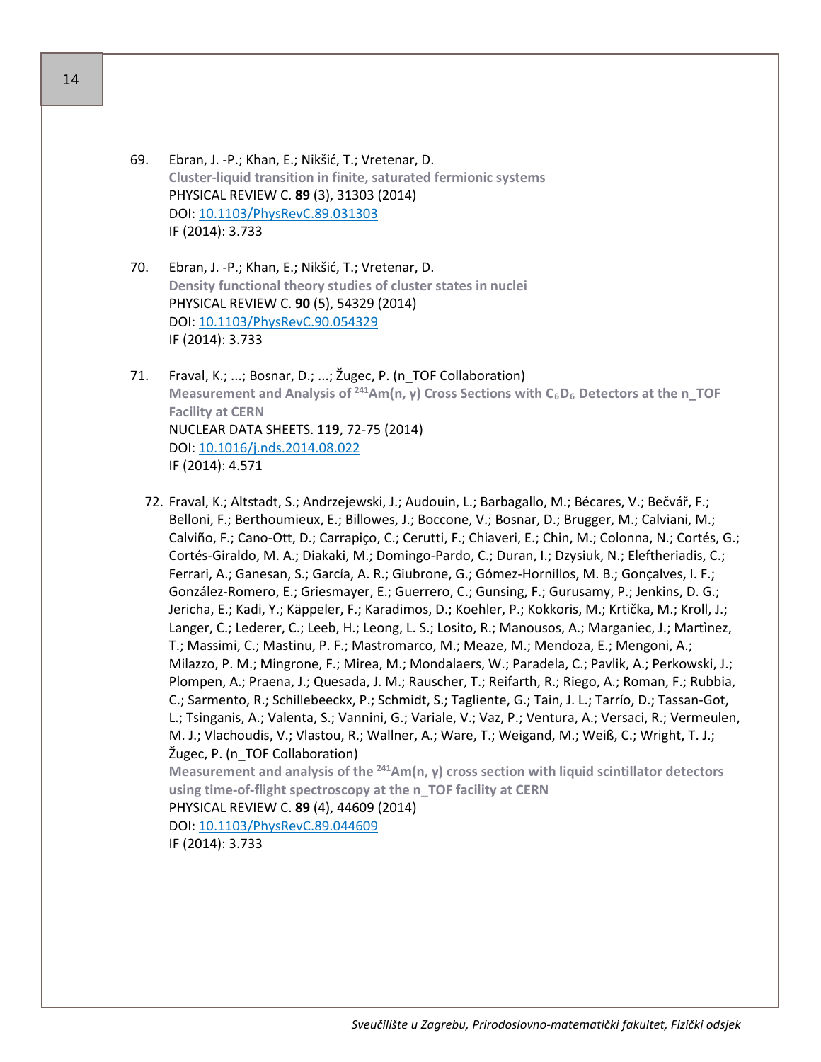69. Ebran, J. -P.; Khan, E.; Nikšić, T.; Vretenar, D.
    **Cluster-liquid transition in finite, saturated fermionic systems**
    PHYSICAL REVIEW C. **89** (3), 31303 (2014)
    DOI: [10.1103/PhysRevC.89.031303](https://doi.org/10.1103/PhysRevC.89.031303)
    IF (2014): 3.733

70. Ebran, J. -P.; Khan, E.; Nikšić, T.; Vretenar, D.
    **Density functional theory studies of cluster states in nuclei**
    PHYSICAL REVIEW C. **90** (5), 54329 (2014)
    DOI: [10.1103/PhysRevC.90.054329](https://doi.org/10.1103/PhysRevC.90.054329)
    IF (2014): 3.733

71. Fraval, K.; ...; Bosnar, D.; ...; Žugec, P. (n_TOF Collaboration)
    **Measurement and Analysis of $^{241}$Am(n, γ) Cross Sections with $C_6D_6$ Detectors at the n_TOF Facility at CERN**
    NUCLEAR DATA SHEETS. **119**, 72-75 (2014)
    DOI: [10.1016/j.nds.2014.08.022](https://doi.org/10.1016/j.nds.2014.08.022)
    IF (2014): 4.571

72. Fraval, K.; Altstadt, S.; Andrzejewski, J.; Audouin, L.; Barbagallo, M.; Bécares, V.; Bečvář, F.; Belloni, F.; Berthoumieux, E.; Billowes, J.; Boccone, V.; Bosnar, D.; Brugger, M.; Calviani, M.; Calviño, F.; Cano-Ott, D.; Carrapiço, C.; Cerutti, F.; Chiaveri, E.; Chin, M.; Colonna, N.; Cortés, G.; Cortés-Giraldo, M. A.; Diakaki, M.; Domingo-Pardo, C.; Duran, I.; Dzysiuk, N.; Eleftheriadis, C.; Ferrari, A.; Ganesan, S.; García, A. R.; Giubrone, G.; Gómez-Hornillos, M. B.; Gonçalves, I. F.; González-Romero, E.; Griesmayer, E.; Guerrero, C.; Gunsing, F.; Gurusamy, P.; Jenkins, D. G.; Jericha, E.; Kadi, Y.; Käppeler, F.; Karadimos, D.; Koehler, P.; Kokkoris, M.; Krtička, M.; Kroll, J.; Langer, C.; Lederer, C.; Leeb, H.; Leong, L. S.; Losito, R.; Manousos, A.; Marganiec, J.; Martìnez, T.; Massimi, C.; Mastinu, P. F.; Mastromarco, M.; Meaze, M.; Mendoza, E.; Mengoni, A.; Milazzo, P. M.; Mingrone, F.; Mirea, M.; Mondalaers, W.; Paradela, C.; Pavlik, A.; Perkowski, J.; Plompen, A.; Praena, J.; Quesada, J. M.; Rauscher, T.; Reifarth, R.; Riego, A.; Roman, F.; Rubbia, C.; Sarmento, R.; Schillebeeckx, P.; Schmidt, S.; Tagliente, G.; Tain, J. L.; Tarrío, D.; Tassan-Got, L.; Tsinganis, A.; Valenta, S.; Vannini, G.; Variale, V.; Vaz, P.; Ventura, A.; Versaci, R.; Vermeulen, M. J.; Vlachoudis, V.; Vlastou, R.; Wallner, A.; Ware, T.; Weigand, M.; Weiß, C.; Wright, T. J.; Žugec, P. (n_TOF Collaboration)
    **Measurement and analysis of the $^{241}$Am(n, γ) cross section with liquid scintillator detectors using time-of-flight spectroscopy at the n_TOF facility at CERN**
    PHYSICAL REVIEW C. **89** (4), 44609 (2014)
    DOI: [10.1103/PhysRevC.89.044609](https://doi.org/10.1103/PhysRevC.89.044609)
    IF (2014): 3.733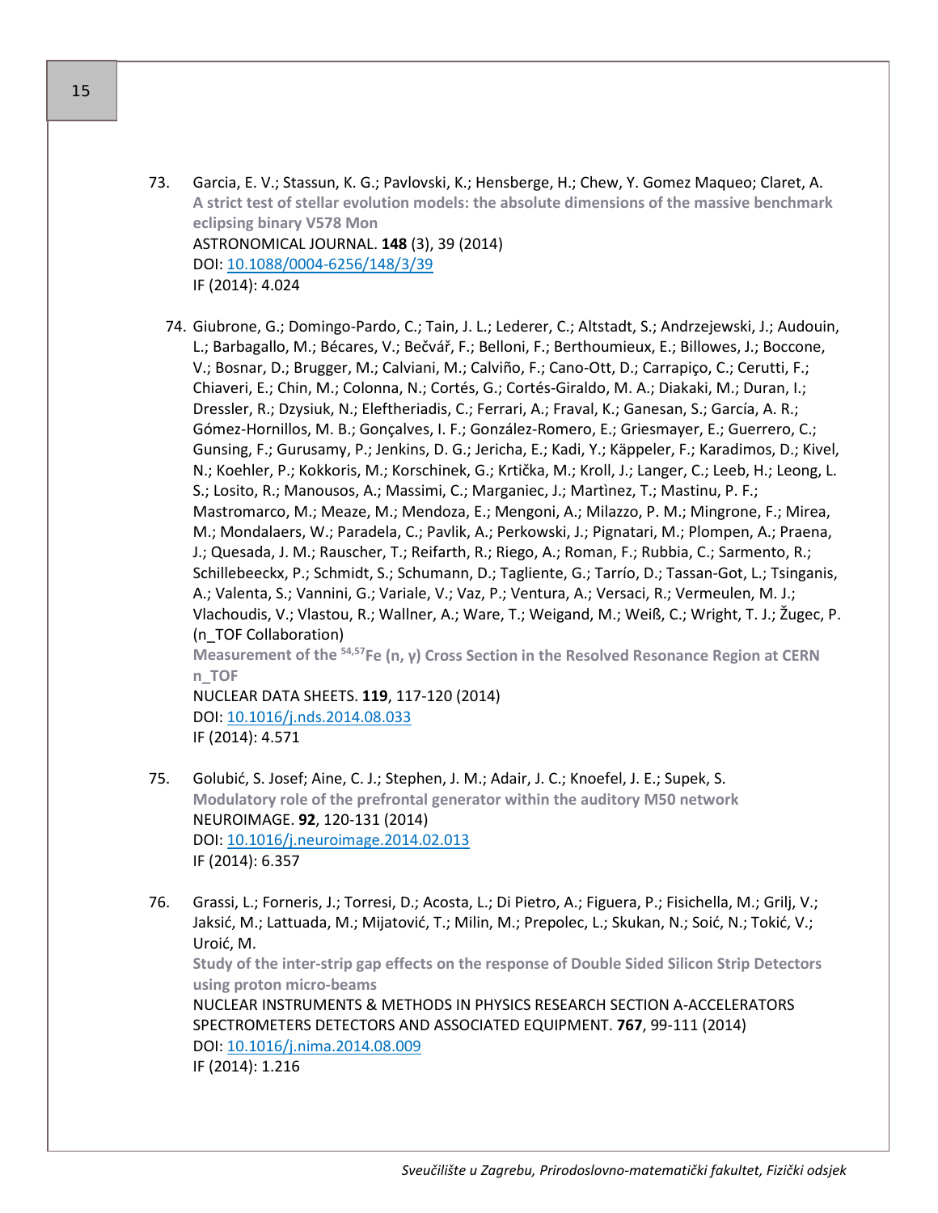73. Garcia, E. V.; Stassun, K. G.; Pavlovski, K.; Hensberge, H.; Chew, Y. Gomez Maqueo; Claret, A.
    **A strict test of stellar evolution models: the absolute dimensions of the massive benchmark eclipsing binary V578 Mon**
    ASTRONOMICAL JOURNAL. **148** (3), 39 (2014)
    DOI: [10.1088/0004-6256/148/3/39](https://doi.org/10.1088/0004-6256/148/3/39)
    IF (2014): 4.024

74. Giubrone, G.; Domingo-Pardo, C.; Tain, J. L.; Lederer, C.; Altstadt, S.; Andrzejewski, J.; Audouin, L.; Barbagallo, M.; Bécares, V.; Bečvář, F.; Belloni, F.; Berthoumieux, E.; Billowes, J.; Boccone, V.; Bosnar, D.; Brugger, M.; Calviani, M.; Calviño, F.; Cano-Ott, D.; Carrapiço, C.; Cerutti, F.; Chiaveri, E.; Chin, M.; Colonna, N.; Cortés, G.; Cortés-Giraldo, M. A.; Diakaki, M.; Duran, I.; Dressler, R.; Dzysiuk, N.; Eleftheriadis, C.; Ferrari, A.; Fraval, K.; Ganesan, S.; García, A. R.; Gómez-Hornillos, M. B.; Gonçalves, I. F.; González-Romero, E.; Griesmayer, E.; Guerrero, C.; Gunsing, F.; Gurusamy, P.; Jenkins, D. G.; Jericha, E.; Kadi, Y.; Käppeler, F.; Karadimos, D.; Kivel, N.; Koehler, P.; Kokkoris, M.; Korschinek, G.; Krtička, M.; Kroll, J.; Langer, C.; Leeb, H.; Leong, L. S.; Losito, R.; Manousos, A.; Massimi, C.; Marganiec, J.; Martìnez, T.; Mastinu, P. F.; Mastromarco, M.; Meaze, M.; Mendoza, E.; Mengoni, A.; Milazzo, P. M.; Mingrone, F.; Mirea, M.; Mondalaers, W.; Paradela, C.; Pavlik, A.; Perkowski, J.; Pignatari, M.; Plompen, A.; Praena, J.; Quesada, J. M.; Rauscher, T.; Reifarth, R.; Riego, A.; Roman, F.; Rubbia, C.; Sarmento, R.; Schillebeeckx, P.; Schmidt, S.; Schumann, D.; Tagliente, G.; Tarrío, D.; Tassan-Got, L.; Tsinganis, A.; Valenta, S.; Vannini, G.; Variale, V.; Vaz, P.; Ventura, A.; Versaci, R.; Vermeulen, M. J.; Vlachoudis, V.; Vlastou, R.; Wallner, A.; Ware, T.; Weigand, M.; Weiß, C.; Wright, T. J.; Žugec, P. (n_TOF Collaboration)
    **Measurement of the $^{54,57}$Fe (n, γ) Cross Section in the Resolved Resonance Region at CERN n_TOF**
    NUCLEAR DATA SHEETS. **119**, 117-120 (2014)
    DOI: [10.1016/j.nds.2014.08.033](https://doi.org/10.1016/j.nds.2014.08.033)
    IF (2014): 4.571

75. Golubić, S. Josef; Aine, C. J.; Stephen, J. M.; Adair, J. C.; Knoefel, J. E.; Supek, S.
    **Modulatory role of the prefrontal generator within the auditory M50 network**
    NEUROIMAGE. **92**, 120-131 (2014)
    DOI: [10.1016/j.neuroimage.2014.02.013](https://doi.org/10.1016/j.neuroimage.2014.02.013)
    IF (2014): 6.357

76. Grassi, L.; Forneris, J.; Torresi, D.; Acosta, L.; Di Pietro, A.; Figuera, P.; Fisichella, M.; Grilj, V.; Jaksić, M.; Lattuada, M.; Mijatović, T.; Milin, M.; Prepolec, L.; Skukan, N.; Soić, N.; Tokić, V.; Uroić, M.
    **Study of the inter-strip gap effects on the response of Double Sided Silicon Strip Detectors using proton micro-beams**
    NUCLEAR INSTRUMENTS & METHODS IN PHYSICS RESEARCH SECTION A-ACCELERATORS SPECTROMETERS DETECTORS AND ASSOCIATED EQUIPMENT. **767**, 99-111 (2014)
    DOI: [10.1016/j.nima.2014.08.009](https://doi.org/10.1016/j.nima.2014.08.009)
    IF (2014): 1.216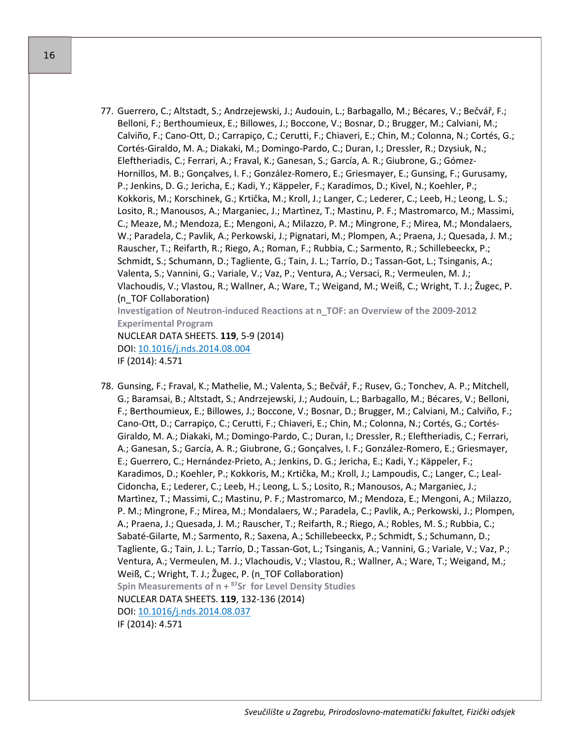77. Guerrero, C.; Altstadt, S.; Andrzejewski, J.; Audouin, L.; Barbagallo, M.; Bécares, V.; Bečvář, F.; Belloni, F.; Berthoumieux, E.; Billowes, J.; Boccone, V.; Bosnar, D.; Brugger, M.; Calviani, M.; Calviño, F.; Cano-Ott, D.; Carrapiço, C.; Cerutti, F.; Chiaveri, E.; Chin, M.; Colonna, N.; Cortés, G.; Cortés-Giraldo, M. A.; Diakaki, M.; Domingo-Pardo, C.; Duran, I.; Dressler, R.; Dzysiuk, N.; Eleftheriadis, C.; Ferrari, A.; Fraval, K.; Ganesan, S.; García, A. R.; Giubrone, G.; Gómez-Hornillos, M. B.; Gonçalves, I. F.; González-Romero, E.; Griesmayer, E.; Gunsing, F.; Gurusamy, P.; Jenkins, D. G.; Jericha, E.; Kadi, Y.; Käppeler, F.; Karadimos, D.; Kivel, N.; Koehler, P.; Kokkoris, M.; Korschinek, G.; Krtička, M.; Kroll, J.; Langer, C.; Lederer, C.; Leeb, H.; Leong, L. S.; Losito, R.; Manousos, A.; Marganiec, J.; Martìnez, T.; Mastinu, P. F.; Mastromarco, M.; Massimi, C.; Meaze, M.; Mendoza, E.; Mengoni, A.; Milazzo, P. M.; Mingrone, F.; Mirea, M.; Mondalaers, W.; Paradela, C.; Pavlik, A.; Perkowski, J.; Pignatari, M.; Plompen, A.; Praena, J.; Quesada, J. M.; Rauscher, T.; Reifarth, R.; Riego, A.; Roman, F.; Rubbia, C.; Sarmento, R.; Schillebeeckx, P.; Schmidt, S.; Schumann, D.; Tagliente, G.; Tain, J. L.; Tarrío, D.; Tassan-Got, L.; Tsinganis, A.; Valenta, S.; Vannini, G.; Variale, V.; Vaz, P.; Ventura, A.; Versaci, R.; Vermeulen, M. J.; Vlachoudis, V.; Vlastou, R.; Wallner, A.; Ware, T.; Weigand, M.; Weiß, C.; Wright, T. J.; Žugec, P. (n_TOF Collaboration)
    **Investigation of Neutron-induced Reactions at n_TOF: an Overview of the 2009-2012 Experimental Program**
    NUCLEAR DATA SHEETS. **119**, 5-9 (2014)
    DOI: 10.1016/j.nds.2014.08.004
    IF (2014): 4.571

78. Gunsing, F.; Fraval, K.; Mathelie, M.; Valenta, S.; Bečvář, F.; Rusev, G.; Tonchev, A. P.; Mitchell, G.; Baramsai, B.; Altstadt, S.; Andrzejewski, J.; Audouin, L.; Barbagallo, M.; Bécares, V.; Belloni, F.; Berthoumieux, E.; Billowes, J.; Boccone, V.; Bosnar, D.; Brugger, M.; Calviani, M.; Calviño, F.; Cano-Ott, D.; Carrapiço, C.; Cerutti, F.; Chiaveri, E.; Chin, M.; Colonna, N.; Cortés, G.; Cortés-Giraldo, M. A.; Diakaki, M.; Domingo-Pardo, C.; Duran, I.; Dressler, R.; Eleftheriadis, C.; Ferrari, A.; Ganesan, S.; García, A. R.; Giubrone, G.; Gonçalves, I. F.; González-Romero, E.; Griesmayer, E.; Guerrero, C.; Hernández-Prieto, A.; Jenkins, D. G.; Jericha, E.; Kadi, Y.; Käppeler, F.; Karadimos, D.; Koehler, P.; Kokkoris, M.; Krtička, M.; Kroll, J.; Lampoudis, C.; Langer, C.; Leal-Cidoncha, E.; Lederer, C.; Leeb, H.; Leong, L. S.; Losito, R.; Manousos, A.; Marganiec, J.; Martìnez, T.; Massimi, C.; Mastinu, P. F.; Mastromarco, M.; Mendoza, E.; Mengoni, A.; Milazzo, P. M.; Mingrone, F.; Mirea, M.; Mondalaers, W.; Paradela, C.; Pavlik, A.; Perkowski, J.; Plompen, A.; Praena, J.; Quesada, J. M.; Rauscher, T.; Reifarth, R.; Riego, A.; Robles, M. S.; Rubbia, C.; Sabaté-Gilarte, M.; Sarmento, R.; Saxena, A.; Schillebeeckx, P.; Schmidt, S.; Schumann, D.; Tagliente, G.; Tain, J. L.; Tarrío, D.; Tassan-Got, L.; Tsinganis, A.; Vannini, G.; Variale, V.; Vaz, P.; Ventura, A.; Vermeulen, M. J.; Vlachoudis, V.; Vlastou, R.; Wallner, A.; Ware, T.; Weigand, M.; Weiß, C.; Wright, T. J.; Žugec, P. (n_TOF Collaboration)
    **Spin Measurements of n + $^{87}$Sr for Level Density Studies**
    NUCLEAR DATA SHEETS. **119**, 132-136 (2014)
    DOI: 10.1016/j.nds.2014.08.037
    IF (2014): 4.571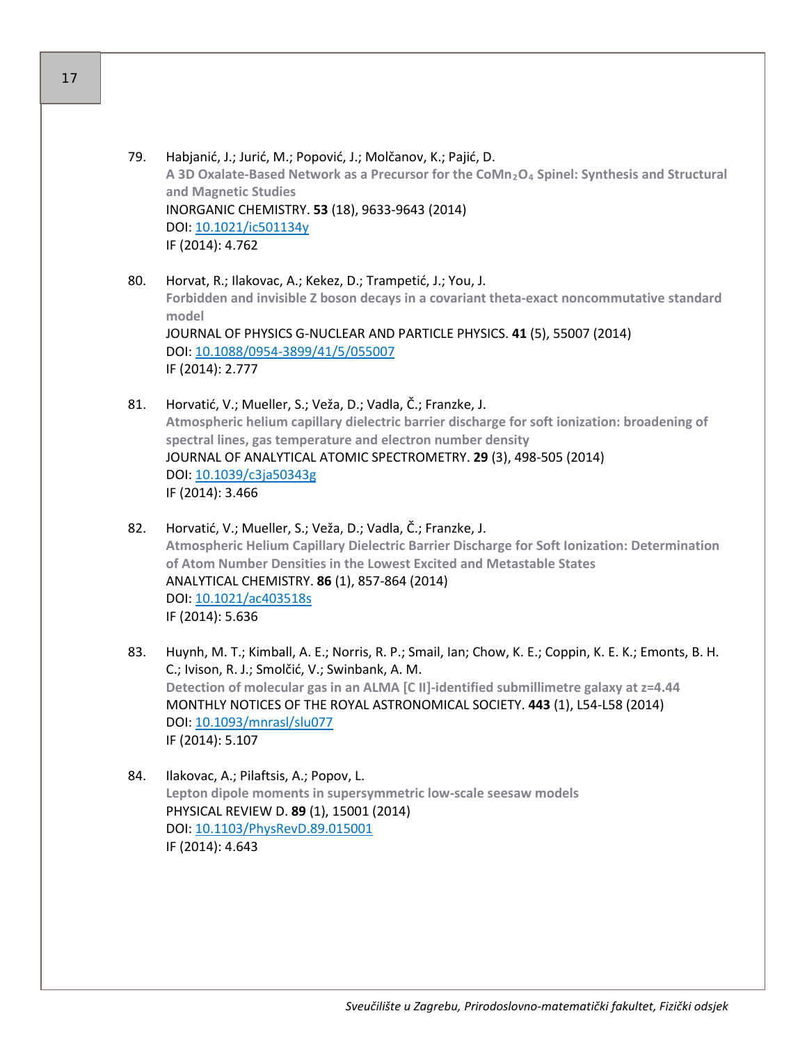79. Habjanić, J.; Jurić, M.; Popović, J.; Molčanov, K.; Pajić, D.
**A 3D Oxalate-Based Network as a Precursor for the $CoMn_2O_4$ Spinel: Synthesis and Structural and Magnetic Studies**
INORGANIC CHEMISTRY. **53** (18), 9633-9643 (2014)
DOI: 10.1021/ic501134y
IF (2014): 4.762

80. Horvat, R.; Ilakovac, A.; Kekez, D.; Trampetić, J.; You, J.
**Forbidden and invisible Z boson decays in a covariant theta-exact noncommutative standard model**
JOURNAL OF PHYSICS G-NUCLEAR AND PARTICLE PHYSICS. **41** (5), 55007 (2014)
DOI: 10.1088/0954-3899/41/5/055007
IF (2014): 2.777

81. Horvatić, V.; Mueller, S.; Veža, D.; Vadla, Č.; Franzke, J.
**Atmospheric helium capillary dielectric barrier discharge for soft ionization: broadening of spectral lines, gas temperature and electron number density**
JOURNAL OF ANALYTICAL ATOMIC SPECTROMETRY. **29** (3), 498-505 (2014)
DOI: 10.1039/c3ja50343g
IF (2014): 3.466

82. Horvatić, V.; Mueller, S.; Veža, D.; Vadla, Č.; Franzke, J.
**Atmospheric Helium Capillary Dielectric Barrier Discharge for Soft Ionization: Determination of Atom Number Densities in the Lowest Excited and Metastable States**
ANALYTICAL CHEMISTRY. **86** (1), 857-864 (2014)
DOI: 10.1021/ac403518s
IF (2014): 5.636

83. Huynh, M. T.; Kimball, A. E.; Norris, R. P.; Smail, Ian; Chow, K. E.; Coppin, K. E. K.; Emonts, B. H. C.; Ivison, R. J.; Smolčić, V.; Swinbank, A. M.
**Detection of molecular gas in an ALMA [C II]-identified submillimetre galaxy at z=4.44**
MONTHLY NOTICES OF THE ROYAL ASTRONOMICAL SOCIETY. **443** (1), L54-L58 (2014)
DOI: 10.1093/mnrasl/slu077
IF (2014): 5.107

84. Ilakovac, A.; Pilaftsis, A.; Popov, L.
**Lepton dipole moments in supersymmetric low-scale seesaw models**
PHYSICAL REVIEW D. **89** (1), 15001 (2014)
DOI: 10.1103/PhysRevD.89.015001
IF (2014): 4.643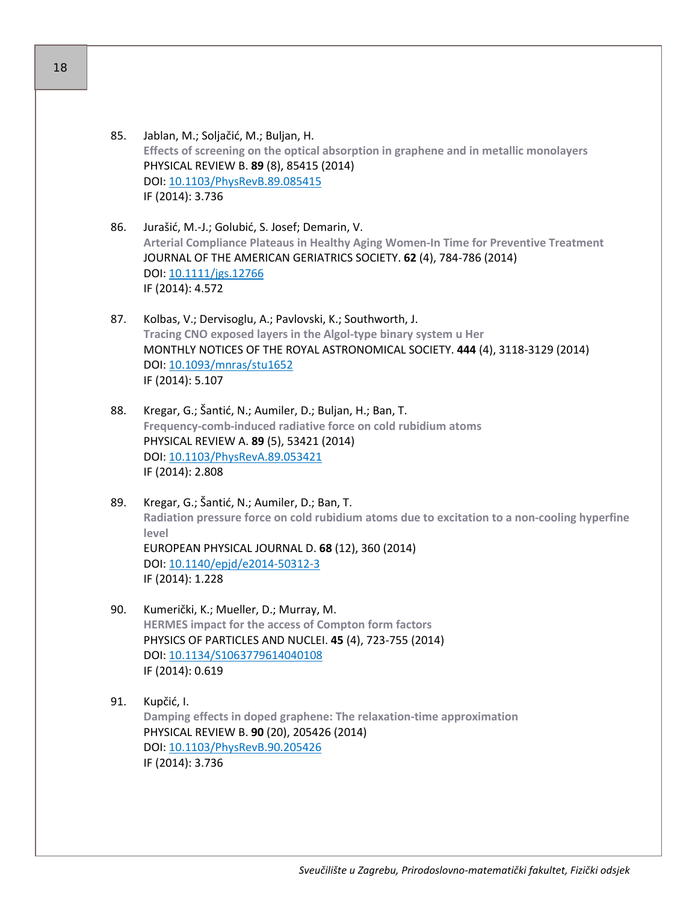85. Jablan, M.; Soljačić, M.; Buljan, H.
    **Effects of screening on the optical absorption in graphene and in metallic monolayers**
    PHYSICAL REVIEW B. **89** (8), 85415 (2014)
    DOI: [10.1103/PhysRevB.89.085415](https://doi.org/10.1103/PhysRevB.89.085415)
    IF (2014): 3.736

86. Jurašić, M.-J.; Golubić, S. Josef; Demarin, V.
    **Arterial Compliance Plateaus in Healthy Aging Women-In Time for Preventive Treatment**
    JOURNAL OF THE AMERICAN GERIATRICS SOCIETY. **62** (4), 784-786 (2014)
    DOI: [10.1111/jgs.12766](https://doi.org/10.1111/jgs.12766)
    IF (2014): 4.572

87. Kolbas, V.; Dervisoglu, A.; Pavlovski, K.; Southworth, J.
    **Tracing CNO exposed layers in the Algol-type binary system u Her**
    MONTHLY NOTICES OF THE ROYAL ASTRONOMICAL SOCIETY. **444** (4), 3118-3129 (2014)
    DOI: [10.1093/mnras/stu1652](https://doi.org/10.1093/mnras/stu1652)
    IF (2014): 5.107

88. Kregar, G.; Šantić, N.; Aumiler, D.; Buljan, H.; Ban, T.
    **Frequency-comb-induced radiative force on cold rubidium atoms**
    PHYSICAL REVIEW A. **89** (5), 53421 (2014)
    DOI: [10.1103/PhysRevA.89.053421](https://doi.org/10.1103/PhysRevA.89.053421)
    IF (2014): 2.808

89. Kregar, G.; Šantić, N.; Aumiler, D.; Ban, T.
    **Radiation pressure force on cold rubidium atoms due to excitation to a non-cooling hyperfine level**
    EUROPEAN PHYSICAL JOURNAL D. **68** (12), 360 (2014)
    DOI: [10.1140/epjd/e2014-50312-3](https://doi.org/10.1140/epjd/e2014-50312-3)
    IF (2014): 1.228

90. Kumerički, K.; Mueller, D.; Murray, M.
    **HERMES impact for the access of Compton form factors**
    PHYSICS OF PARTICLES AND NUCLEI. **45** (4), 723-755 (2014)
    DOI: [10.1134/S1063779614040108](https://doi.org/10.1134/S1063779614040108)
    IF (2014): 0.619

91. Kupčić, I.
    **Damping effects in doped graphene: The relaxation-time approximation**
    PHYSICAL REVIEW B. **90** (20), 205426 (2014)
    DOI: [10.1103/PhysRevB.90.205426](https://doi.org/10.1103/PhysRevB.90.205426)
    IF (2014): 3.736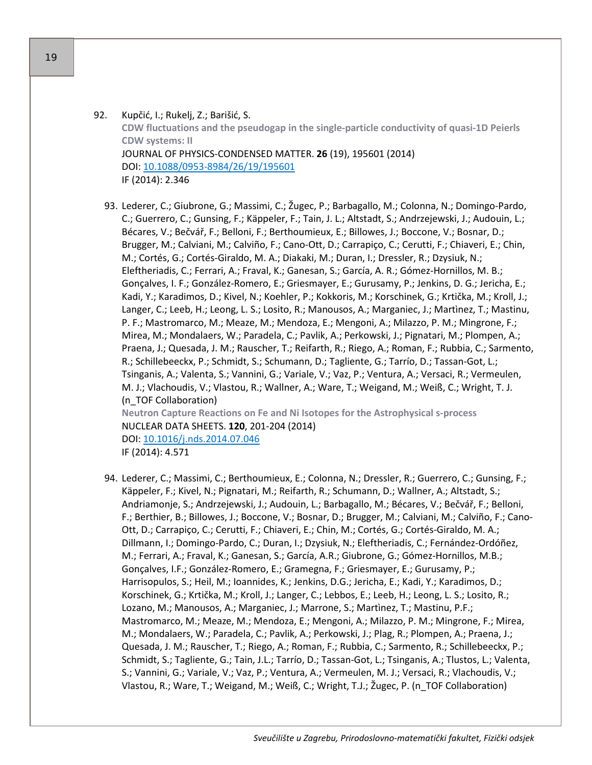92. Kupčić, I.; Rukelj, Z.; Barišić, S.
**CDW fluctuations and the pseudogap in the single-particle conductivity of quasi-1D Peierls CDW systems: II**
JOURNAL OF PHYSICS-CONDENSED MATTER. **26** (19), 195601 (2014)
DOI: [10.1088/0953-8984/26/19/195601](https://doi.org/10.1088/0953-8984/26/19/195601)
IF (2014): 2.346

93. Lederer, C.; Giubrone, G.; Massimi, C.; Žugec, P.; Barbagallo, M.; Colonna, N.; Domingo-Pardo, C.; Guerrero, C.; Gunsing, F.; Käppeler, F.; Tain, J. L.; Altstadt, S.; Andrzejewski, J.; Audouin, L.; Bécares, V.; Bečvář, F.; Belloni, F.; Berthoumieux, E.; Billowes, J.; Boccone, V.; Bosnar, D.; Brugger, M.; Calviani, M.; Calviño, F.; Cano-Ott, D.; Carrapiço, C.; Cerutti, F.; Chiaveri, E.; Chin, M.; Cortés, G.; Cortés-Giraldo, M. A.; Diakaki, M.; Duran, I.; Dressler, R.; Dzysiuk, N.; Eleftheriadis, C.; Ferrari, A.; Fraval, K.; Ganesan, S.; García, A. R.; Gómez-Hornillos, M. B.; Gonçalves, I. F.; González-Romero, E.; Griesmayer, E.; Gurusamy, P.; Jenkins, D. G.; Jericha, E.; Kadi, Y.; Karadimos, D.; Kivel, N.; Koehler, P.; Kokkoris, M.; Korschinek, G.; Krtička, M.; Kroll, J.; Langer, C.; Leeb, H.; Leong, L. S.; Losito, R.; Manousos, A.; Marganiec, J.; Martìnez, T.; Mastinu, P. F.; Mastromarco, M.; Meaze, M.; Mendoza, E.; Mengoni, A.; Milazzo, P. M.; Mingrone, F.; Mirea, M.; Mondalaers, W.; Paradela, C.; Pavlik, A.; Perkowski, J.; Pignatari, M.; Plompen, A.; Praena, J.; Quesada, J. M.; Rauscher, T.; Reifarth, R.; Riego, A.; Roman, F.; Rubbia, C.; Sarmento, R.; Schillebeeckx, P.; Schmidt, S.; Schumann, D.; Tagliente, G.; Tarrío, D.; Tassan-Got, L.; Tsinganis, A.; Valenta, S.; Vannini, G.; Variale, V.; Vaz, P.; Ventura, A.; Versaci, R.; Vermeulen, M. J.; Vlachoudis, V.; Vlastou, R.; Wallner, A.; Ware, T.; Weigand, M.; Weiß, C.; Wright, T. J. (n_TOF Collaboration)
**Neutron Capture Reactions on Fe and Ni Isotopes for the Astrophysical s-process**
NUCLEAR DATA SHEETS. **120**, 201-204 (2014)
DOI: [10.1016/j.nds.2014.07.046](https://doi.org/10.1016/j.nds.2014.07.046)
IF (2014): 4.571

94. Lederer, C.; Massimi, C.; Berthoumieux, E.; Colonna, N.; Dressler, R.; Guerrero, C.; Gunsing, F.; Käppeler, F.; Kivel, N.; Pignatari, M.; Reifarth, R.; Schumann, D.; Wallner, A.; Altstadt, S.; Andriamonje, S.; Andrzejewski, J.; Audouin, L.; Barbagallo, M.; Bécares, V.; Bečvář, F.; Belloni, F.; Berthier, B.; Billowes, J.; Boccone, V.; Bosnar, D.; Brugger, M.; Calviani, M.; Calviño, F.; Cano-Ott, D.; Carrapiço, C.; Cerutti, F.; Chiaveri, E.; Chin, M.; Cortés, G.; Cortés-Giraldo, M. A.; Dillmann, I.; Domingo-Pardo, C.; Duran, I.; Dzysiuk, N.; Eleftheriadis, C.; Fernández-Ordóñez, M.; Ferrari, A.; Fraval, K.; Ganesan, S.; García, A.R.; Giubrone, G.; Gómez-Hornillos, M.B.; Gonçalves, I.F.; González-Romero, E.; Gramegna, F.; Griesmayer, E.; Gurusamy, P.; Harrisopulos, S.; Heil, M.; Ioannides, K.; Jenkins, D.G.; Jericha, E.; Kadi, Y.; Karadimos, D.; Korschinek, G.; Krtička, M.; Kroll, J.; Langer, C.; Lebbos, E.; Leeb, H.; Leong, L. S.; Losito, R.; Lozano, M.; Manousos, A.; Marganiec, J.; Marrone, S.; Martìnez, T.; Mastinu, P.F.; Mastromarco, M.; Meaze, M.; Mendoza, E.; Mengoni, A.; Milazzo, P. M.; Mingrone, F.; Mirea, M.; Mondalaers, W.; Paradela, C.; Pavlik, A.; Perkowski, J.; Plag, R.; Plompen, A.; Praena, J.; Quesada, J. M.; Rauscher, T.; Riego, A.; Roman, F.; Rubbia, C.; Sarmento, R.; Schillebeeckx, P.; Schmidt, S.; Tagliente, G.; Tain, J.L.; Tarrío, D.; Tassan-Got, L.; Tsinganis, A.; Tlustos, L.; Valenta, S.; Vannini, G.; Variale, V.; Vaz, P.; Ventura, A.; Vermeulen, M. J.; Versaci, R.; Vlachoudis, V.; Vlastou, R.; Ware, T.; Weigand, M.; Weiß, C.; Wright, T.J.; Žugec, P. (n_TOF Collaboration)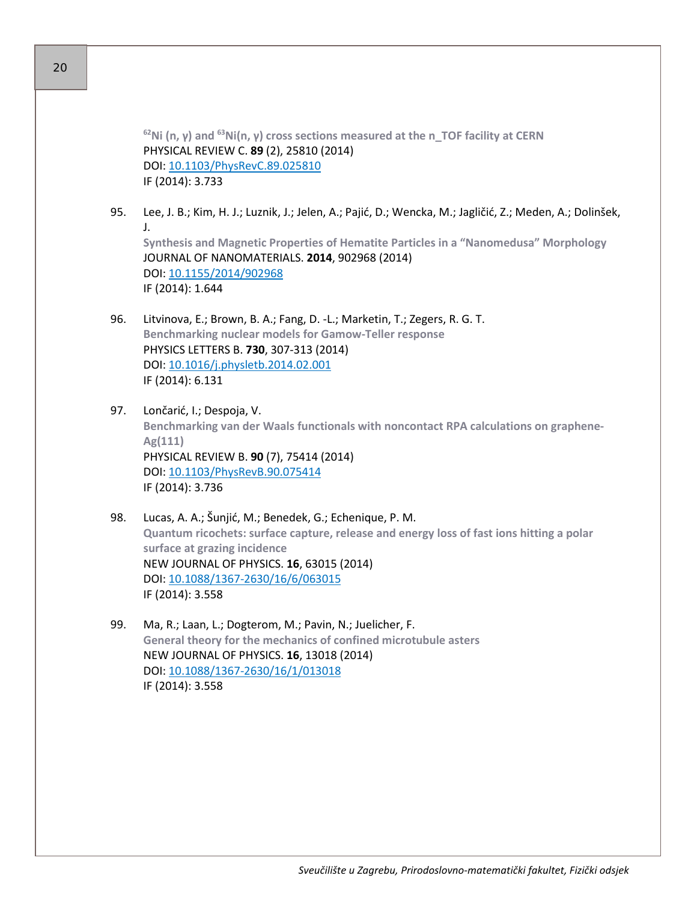**$^{62}$Ni (n, γ) and $^{63}$Ni(n, γ) cross sections measured at the n_TOF facility at CERN**
PHYSICAL REVIEW C. **89** (2), 25810 (2014)
DOI: 10.1103/PhysRevC.89.025810
IF (2014): 3.733

95. Lee, J. B.; Kim, H. J.; Luznik, J.; Jelen, A.; Pajić, D.; Wencka, M.; Jagličić, Z.; Meden, A.; Dolinšek, J.
**Synthesis and Magnetic Properties of Hematite Particles in a "Nanomedusa" Morphology**
JOURNAL OF NANOMATERIALS. **2014**, 902968 (2014)
DOI: 10.1155/2014/902968
IF (2014): 1.644

96. Litvinova, E.; Brown, B. A.; Fang, D. -L.; Marketin, T.; Zegers, R. G. T.
**Benchmarking nuclear models for Gamow-Teller response**
PHYSICS LETTERS B. **730**, 307-313 (2014)
DOI: 10.1016/j.physletb.2014.02.001
IF (2014): 6.131

97. Lončarić, I.; Despoja, V.
**Benchmarking van der Waals functionals with noncontact RPA calculations on graphene-Ag(111)**
PHYSICAL REVIEW B. **90** (7), 75414 (2014)
DOI: 10.1103/PhysRevB.90.075414
IF (2014): 3.736

98. Lucas, A. A.; Šunjić, M.; Benedek, G.; Echenique, P. M.
**Quantum ricochets: surface capture, release and energy loss of fast ions hitting a polar surface at grazing incidence**
NEW JOURNAL OF PHYSICS. **16**, 63015 (2014)
DOI: 10.1088/1367-2630/16/6/063015
IF (2014): 3.558

99. Ma, R.; Laan, L.; Dogterom, M.; Pavin, N.; Juelicher, F.
**General theory for the mechanics of confined microtubule asters**
NEW JOURNAL OF PHYSICS. **16**, 13018 (2014)
DOI: 10.1088/1367-2630/16/1/013018
IF (2014): 3.558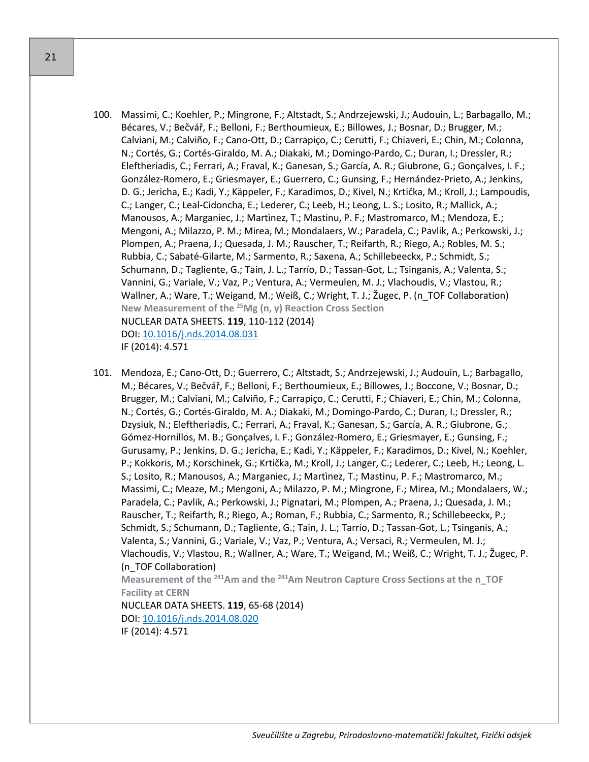100. Massimi, C.; Koehler, P.; Mingrone, F.; Altstadt, S.; Andrzejewski, J.; Audouin, L.; Barbagallo, M.; Bécares, V.; Bečvář, F.; Belloni, F.; Berthoumieux, E.; Billowes, J.; Bosnar, D.; Brugger, M.; Calviani, M.; Calviño, F.; Cano-Ott, D.; Carrapiço, C.; Cerutti, F.; Chiaveri, E.; Chin, M.; Colonna, N.; Cortés, G.; Cortés-Giraldo, M. A.; Diakaki, M.; Domingo-Pardo, C.; Duran, I.; Dressler, R.; Eleftheriadis, C.; Ferrari, A.; Fraval, K.; Ganesan, S.; García, A. R.; Giubrone, G.; Gonçalves, I. F.; González-Romero, E.; Griesmayer, E.; Guerrero, C.; Gunsing, F.; Hernández-Prieto, A.; Jenkins, D. G.; Jericha, E.; Kadi, Y.; Käppeler, F.; Karadimos, D.; Kivel, N.; Krtička, M.; Kroll, J.; Lampoudis, C.; Langer, C.; Leal-Cidoncha, E.; Lederer, C.; Leeb, H.; Leong, L. S.; Losito, R.; Mallick, A.; Manousos, A.; Marganiec, J.; Martìnez, T.; Mastinu, P. F.; Mastromarco, M.; Mendoza, E.; Mengoni, A.; Milazzo, P. M.; Mirea, M.; Mondalaers, W.; Paradela, C.; Pavlik, A.; Perkowski, J.; Plompen, A.; Praena, J.; Quesada, J. M.; Rauscher, T.; Reifarth, R.; Riego, A.; Robles, M. S.; Rubbia, C.; Sabaté-Gilarte, M.; Sarmento, R.; Saxena, A.; Schillebeeckx, P.; Schmidt, S.; Schumann, D.; Tagliente, G.; Tain, J. L.; Tarrío, D.; Tassan-Got, L.; Tsinganis, A.; Valenta, S.; Vannini, G.; Variale, V.; Vaz, P.; Ventura, A.; Vermeulen, M. J.; Vlachoudis, V.; Vlastou, R.; Wallner, A.; Ware, T.; Weigand, M.; Weiß, C.; Wright, T. J.; Žugec, P. (n_TOF Collaboration)
**New Measurement of the $^{25}Mg$ (n, γ) Reaction Cross Section**
NUCLEAR DATA SHEETS. **119**, 110-112 (2014)
DOI: 10.1016/j.nds.2014.08.031
IF (2014): 4.571

101. Mendoza, E.; Cano-Ott, D.; Guerrero, C.; Altstadt, S.; Andrzejewski, J.; Audouin, L.; Barbagallo, M.; Bécares, V.; Bečvář, F.; Belloni, F.; Berthoumieux, E.; Billowes, J.; Boccone, V.; Bosnar, D.; Brugger, M.; Calviani, M.; Calviño, F.; Carrapiço, C.; Cerutti, F.; Chiaveri, E.; Chin, M.; Colonna, N.; Cortés, G.; Cortés-Giraldo, M. A.; Diakaki, M.; Domingo-Pardo, C.; Duran, I.; Dressler, R.; Dzysiuk, N.; Eleftheriadis, C.; Ferrari, A.; Fraval, K.; Ganesan, S.; García, A. R.; Giubrone, G.; Gómez-Hornillos, M. B.; Gonçalves, I. F.; González-Romero, E.; Griesmayer, E.; Gunsing, F.; Gurusamy, P.; Jenkins, D. G.; Jericha, E.; Kadi, Y.; Käppeler, F.; Karadimos, D.; Kivel, N.; Koehler, P.; Kokkoris, M.; Korschinek, G.; Krtička, M.; Kroll, J.; Langer, C.; Lederer, C.; Leeb, H.; Leong, L. S.; Losito, R.; Manousos, A.; Marganiec, J.; Martìnez, T.; Mastinu, P. F.; Mastromarco, M.; Massimi, C.; Meaze, M.; Mengoni, A.; Milazzo, P. M.; Mingrone, F.; Mirea, M.; Mondalaers, W.; Paradela, C.; Pavlik, A.; Perkowski, J.; Pignatari, M.; Plompen, A.; Praena, J.; Quesada, J. M.; Rauscher, T.; Reifarth, R.; Riego, A.; Roman, F.; Rubbia, C.; Sarmento, R.; Schillebeeckx, P.; Schmidt, S.; Schumann, D.; Tagliente, G.; Tain, J. L.; Tarrío, D.; Tassan-Got, L.; Tsinganis, A.; Valenta, S.; Vannini, G.; Variale, V.; Vaz, P.; Ventura, A.; Versaci, R.; Vermeulen, M. J.; Vlachoudis, V.; Vlastou, R.; Wallner, A.; Ware, T.; Weigand, M.; Weiß, C.; Wright, T. J.; Žugec, P. (n_TOF Collaboration)
**Measurement of the $^{241}Am$ and the $^{243}Am$ Neutron Capture Cross Sections at the n_TOF Facility at CERN**
NUCLEAR DATA SHEETS. **119**, 65-68 (2014)
DOI: 10.1016/j.nds.2014.08.020
IF (2014): 4.571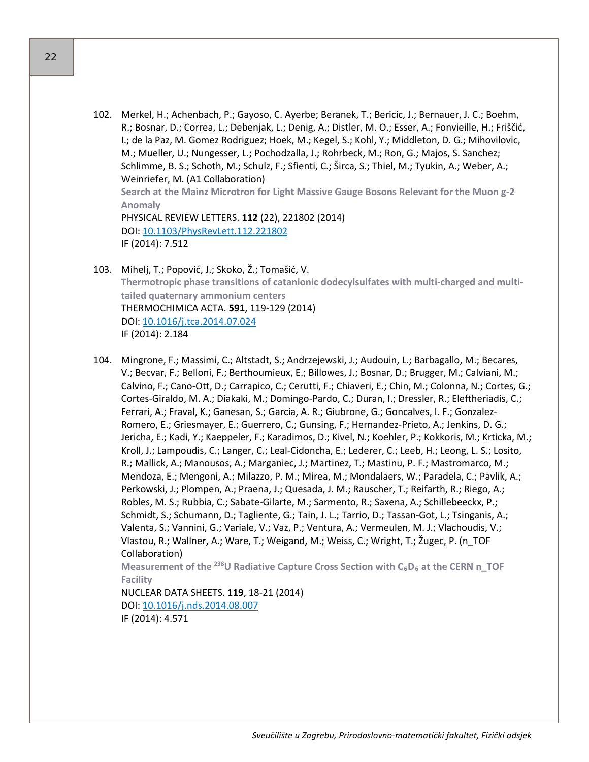102. Merkel, H.; Achenbach, P.; Gayoso, C. Ayerbe; Beranek, T.; Bericic, J.; Bernauer, J. C.; Boehm, R.; Bosnar, D.; Correa, L.; Debenjak, L.; Denig, A.; Distler, M. O.; Esser, A.; Fonvieille, H.; Friščić, I.; de la Paz, M. Gomez Rodriguez; Hoek, M.; Kegel, S.; Kohl, Y.; Middleton, D. G.; Mihovilovic, M.; Mueller, U.; Nungesser, L.; Pochodzalla, J.; Rohrbeck, M.; Ron, G.; Majos, S. Sanchez; Schlimme, B. S.; Schoth, M.; Schulz, F.; Sfienti, C.; Širca, S.; Thiel, M.; Tyukin, A.; Weber, A.; Weinriefer, M. (A1 Collaboration)
**Search at the Mainz Microtron for Light Massive Gauge Bosons Relevant for the Muon g-2 Anomaly**
PHYSICAL REVIEW LETTERS. **112** (22), 221802 (2014)
DOI: 10.1103/PhysRevLett.112.221802
IF (2014): 7.512

103. Mihelj, T.; Popović, J.; Skoko, Ž.; Tomašić, V.
**Thermotropic phase transitions of catanionic dodecylsulfates with multi-charged and multi-tailed quaternary ammonium centers**
THERMOCHIMICA ACTA. **591**, 119-129 (2014)
DOI: 10.1016/j.tca.2014.07.024
IF (2014): 2.184

104. Mingrone, F.; Massimi, C.; Altstadt, S.; Andrzejewski, J.; Audouin, L.; Barbagallo, M.; Becares, V.; Becvar, F.; Belloni, F.; Berthoumieux, E.; Billowes, J.; Bosnar, D.; Brugger, M.; Calviani, M.; Calvino, F.; Cano-Ott, D.; Carrapico, C.; Cerutti, F.; Chiaveri, E.; Chin, M.; Colonna, N.; Cortes, G.; Cortes-Giraldo, M. A.; Diakaki, M.; Domingo-Pardo, C.; Duran, I.; Dressler, R.; Eleftheriadis, C.; Ferrari, A.; Fraval, K.; Ganesan, S.; Garcia, A. R.; Giubrone, G.; Goncalves, I. F.; Gonzalez-Romero, E.; Griesmayer, E.; Guerrero, C.; Gunsing, F.; Hernandez-Prieto, A.; Jenkins, D. G.; Jericha, E.; Kadi, Y.; Kaeppeler, F.; Karadimos, D.; Kivel, N.; Koehler, P.; Kokkoris, M.; Krticka, M.; Kroll, J.; Lampoudis, C.; Langer, C.; Leal-Cidoncha, E.; Lederer, C.; Leeb, H.; Leong, L. S.; Losito, R.; Mallick, A.; Manousos, A.; Marganiec, J.; Martinez, T.; Mastinu, P. F.; Mastromarco, M.; Mendoza, E.; Mengoni, A.; Milazzo, P. M.; Mirea, M.; Mondalaers, W.; Paradela, C.; Pavlik, A.; Perkowski, J.; Plompen, A.; Praena, J.; Quesada, J. M.; Rauscher, T.; Reifarth, R.; Riego, A.; Robles, M. S.; Rubbia, C.; Sabate-Gilarte, M.; Sarmento, R.; Saxena, A.; Schillebeeckx, P.; Schmidt, S.; Schumann, D.; Tagliente, G.; Tain, J. L.; Tarrio, D.; Tassan-Got, L.; Tsinganis, A.; Valenta, S.; Vannini, G.; Variale, V.; Vaz, P.; Ventura, A.; Vermeulen, M. J.; Vlachoudis, V.; Vlastou, R.; Wallner, A.; Ware, T.; Weigand, M.; Weiss, C.; Wright, T.; Žugec, P. (n_TOF Collaboration)
**Measurement of the $^{238}$U Radiative Capture Cross Section with $C_6D_6$ at the CERN n_TOF Facility**
NUCLEAR DATA SHEETS. **119**, 18-21 (2014)
DOI: 10.1016/j.nds.2014.08.007
IF (2014): 4.571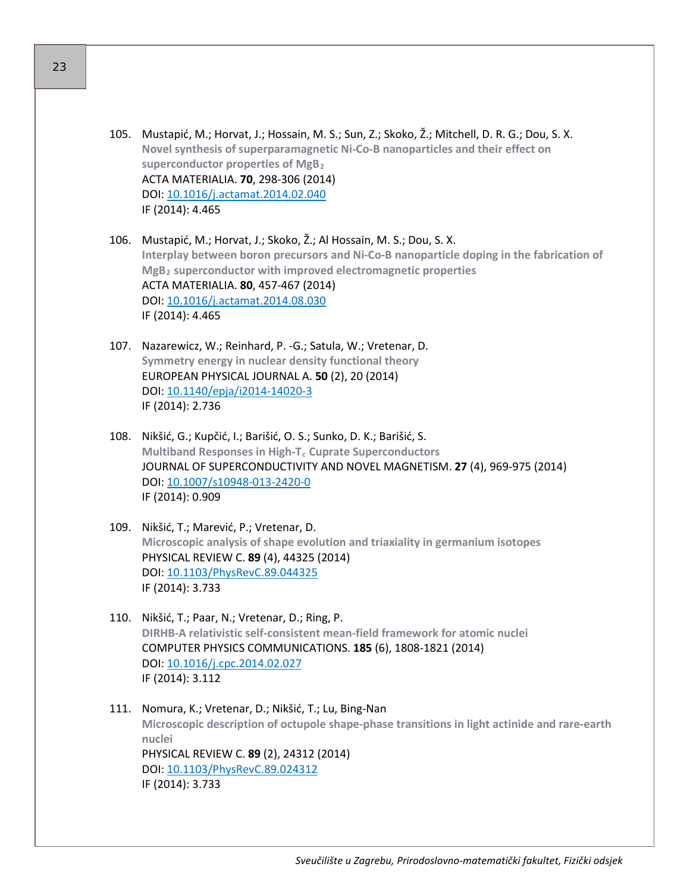105. Mustapić, M.; Horvat, J.; Hossain, M. S.; Sun, Z.; Skoko, Ž.; Mitchell, D. R. G.; Dou, S. X.
**Novel synthesis of superparamagnetic Ni-Co-B nanoparticles and their effect on superconductor properties of $MgB_2$**
ACTA MATERIALIA. **70**, 298-306 (2014)
DOI: [10.1016/j.actamat.2014.02.040](https://doi.org/10.1016/j.actamat.2014.02.040)
IF (2014): 4.465

106. Mustapić, M.; Horvat, J.; Skoko, Ž.; Al Hossain, M. S.; Dou, S. X.
**Interplay between boron precursors and Ni-Co-B nanoparticle doping in the fabrication of $MgB_2$ superconductor with improved electromagnetic properties**
ACTA MATERIALIA. **80**, 457-467 (2014)
DOI: [10.1016/j.actamat.2014.08.030](https://doi.org/10.1016/j.actamat.2014.08.030)
IF (2014): 4.465

107. Nazarewicz, W.; Reinhard, P. -G.; Satula, W.; Vretenar, D.
**Symmetry energy in nuclear density functional theory**
EUROPEAN PHYSICAL JOURNAL A. **50** (2), 20 (2014)
DOI: [10.1140/epja/i2014-14020-3](https://doi.org/10.1140/epja/i2014-14020-3)
IF (2014): 2.736

108. Nikšić, G.; Kupčić, I.; Barišić, O. S.; Sunko, D. K.; Barišić, S.
**Multiband Responses in High-$T_c$ Cuprate Superconductors**
JOURNAL OF SUPERCONDUCTIVITY AND NOVEL MAGNETISM. **27** (4), 969-975 (2014)
DOI: [10.1007/s10948-013-2420-0](https://doi.org/10.1007/s10948-013-2420-0)
IF (2014): 0.909

109. Nikšić, T.; Marević, P.; Vretenar, D.
**Microscopic analysis of shape evolution and triaxiality in germanium isotopes**
PHYSICAL REVIEW C. **89** (4), 44325 (2014)
DOI: [10.1103/PhysRevC.89.044325](https://doi.org/10.1103/PhysRevC.89.044325)
IF (2014): 3.733

110. Nikšić, T.; Paar, N.; Vretenar, D.; Ring, P.
**DIRHB-A relativistic self-consistent mean-field framework for atomic nuclei**
COMPUTER PHYSICS COMMUNICATIONS. **185** (6), 1808-1821 (2014)
DOI: [10.1016/j.cpc.2014.02.027](https://doi.org/10.1016/j.cpc.2014.02.027)
IF (2014): 3.112

111. Nomura, K.; Vretenar, D.; Nikšić, T.; Lu, Bing-Nan
**Microscopic description of octupole shape-phase transitions in light actinide and rare-earth nuclei**
PHYSICAL REVIEW C. **89** (2), 24312 (2014)
DOI: [10.1103/PhysRevC.89.024312](https://doi.org/10.1103/PhysRevC.89.024312)
IF (2014): 3.733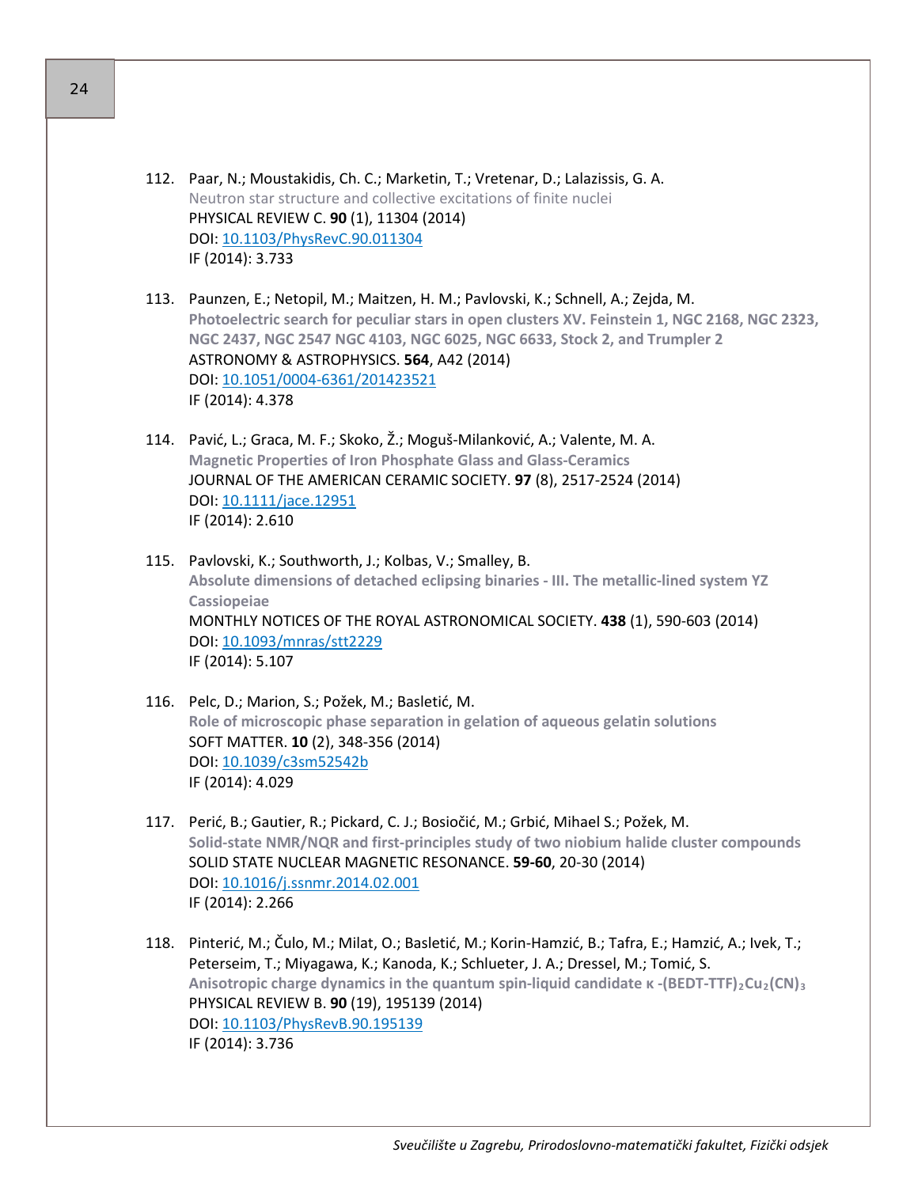112. Paar, N.; Moustakidis, Ch. C.; Marketin, T.; Vretenar, D.; Lalazissis, G. A.
Neutron star structure and collective excitations of finite nuclei
PHYSICAL REVIEW C. **90** (1), 11304 (2014)
DOI: 10.1103/PhysRevC.90.011304
IF (2014): 3.733

113. Paunzen, E.; Netopil, M.; Maitzen, H. M.; Pavlovski, K.; Schnell, A.; Zejda, M.
**Photoelectric search for peculiar stars in open clusters XV. Feinstein 1, NGC 2168, NGC 2323, NGC 2437, NGC 2547 NGC 4103, NGC 6025, NGC 6633, Stock 2, and Trumpler 2**
ASTRONOMY & ASTROPHYSICS. **564**, A42 (2014)
DOI: 10.1051/0004-6361/201423521
IF (2014): 4.378

114. Pavić, L.; Graca, M. F.; Skoko, Ž.; Moguš-Milanković, A.; Valente, M. A.
**Magnetic Properties of Iron Phosphate Glass and Glass-Ceramics**
JOURNAL OF THE AMERICAN CERAMIC SOCIETY. **97** (8), 2517-2524 (2014)
DOI: 10.1111/jace.12951
IF (2014): 2.610

115. Pavlovski, K.; Southworth, J.; Kolbas, V.; Smalley, B.
**Absolute dimensions of detached eclipsing binaries - III. The metallic-lined system YZ Cassiopeiae**
MONTHLY NOTICES OF THE ROYAL ASTRONOMICAL SOCIETY. **438** (1), 590-603 (2014)
DOI: 10.1093/mnras/stt2229
IF (2014): 5.107

116. Pelc, D.; Marion, S.; Požek, M.; Basletić, M.
**Role of microscopic phase separation in gelation of aqueous gelatin solutions**
SOFT MATTER. **10** (2), 348-356 (2014)
DOI: 10.1039/c3sm52542b
IF (2014): 4.029

117. Perić, B.; Gautier, R.; Pickard, C. J.; Bosiočić, M.; Grbić, Mihael S.; Požek, M.
**Solid-state NMR/NQR and first-principles study of two niobium halide cluster compounds**
SOLID STATE NUCLEAR MAGNETIC RESONANCE. **59-60**, 20-30 (2014)
DOI: 10.1016/j.ssnmr.2014.02.001
IF (2014): 2.266

118. Pinterić, M.; Čulo, M.; Milat, O.; Basletić, M.; Korin-Hamzić, B.; Tafra, E.; Hamzić, A.; Ivek, T.; Peterseim, T.; Miyagawa, K.; Kanoda, K.; Schlueter, J. A.; Dressel, M.; Tomić, S.
**Anisotropic charge dynamics in the quantum spin-liquid candidate κ -(BEDT-TTF)$_2$Cu$_2$(CN)$_3$**
PHYSICAL REVIEW B. **90** (19), 195139 (2014)
DOI: 10.1103/PhysRevB.90.195139
IF (2014): 3.736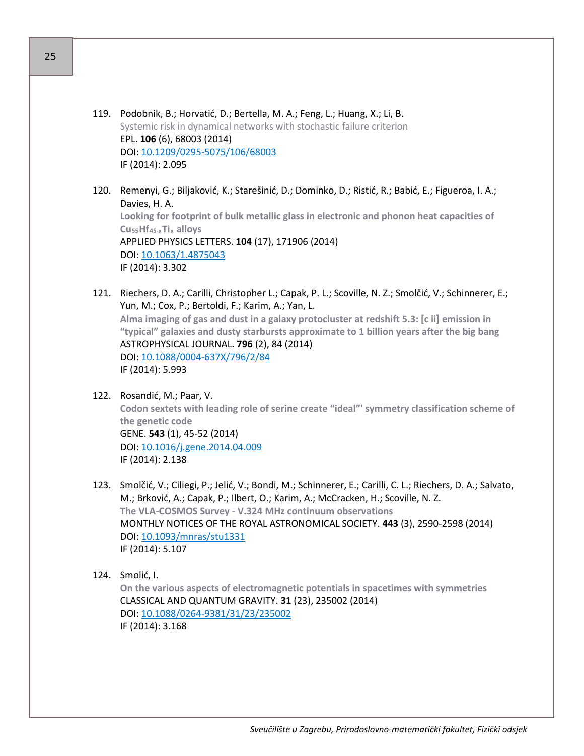119. Podobnik, B.; Horvatić, D.; Bertella, M. A.; Feng, L.; Huang, X.; Li, B.
   Systemic risk in dynamical networks with stochastic failure criterion
   EPL. **106** (6), 68003 (2014)
   DOI: 10.1209/0295-5075/106/68003
   IF (2014): 2.095

120. Remenyi, G.; Biljaković, K.; Starešinić, D.; Dominko, D.; Ristić, R.; Babić, E.; Figueroa, I. A.; Davies, H. A.
   **Looking for footprint of bulk metallic glass in electronic and phonon heat capacities of $Cu_{55}Hf_{45-x}Ti_x$ alloys**
   APPLIED PHYSICS LETTERS. **104** (17), 171906 (2014)
   DOI: 10.1063/1.4875043
   IF (2014): 3.302

121. Riechers, D. A.; Carilli, Christopher L.; Capak, P. L.; Scoville, N. Z.; Smolčić, V.; Schinnerer, E.; Yun, M.; Cox, P.; Bertoldi, F.; Karim, A.; Yan, L.
   **Alma imaging of gas and dust in a galaxy protocluster at redshift 5.3: [c ii] emission in "typical" galaxies and dusty starbursts approximate to 1 billion years after the big bang**
   ASTROPHYSICAL JOURNAL. **796** (2), 84 (2014)
   DOI: 10.1088/0004-637X/796/2/84
   IF (2014): 5.993

122. Rosandić, M.; Paar, V.
   **Codon sextets with leading role of serine create "ideal"' symmetry classification scheme of the genetic code**
   GENE. **543** (1), 45-52 (2014)
   DOI: 10.1016/j.gene.2014.04.009
   IF (2014): 2.138

123. Smolčić, V.; Ciliegi, P.; Jelić, V.; Bondi, M.; Schinnerer, E.; Carilli, C. L.; Riechers, D. A.; Salvato, M.; Brković, A.; Capak, P.; Ilbert, O.; Karim, A.; McCracken, H.; Scoville, N. Z.
   **The VLA-COSMOS Survey - V.324 MHz continuum observations**
   MONTHLY NOTICES OF THE ROYAL ASTRONOMICAL SOCIETY. **443** (3), 2590-2598 (2014)
   DOI: 10.1093/mnras/stu1331
   IF (2014): 5.107

124. Smolić, I.
   **On the various aspects of electromagnetic potentials in spacetimes with symmetries**
   CLASSICAL AND QUANTUM GRAVITY. **31** (23), 235002 (2014)
   DOI: 10.1088/0264-9381/31/23/235002
   IF (2014): 3.168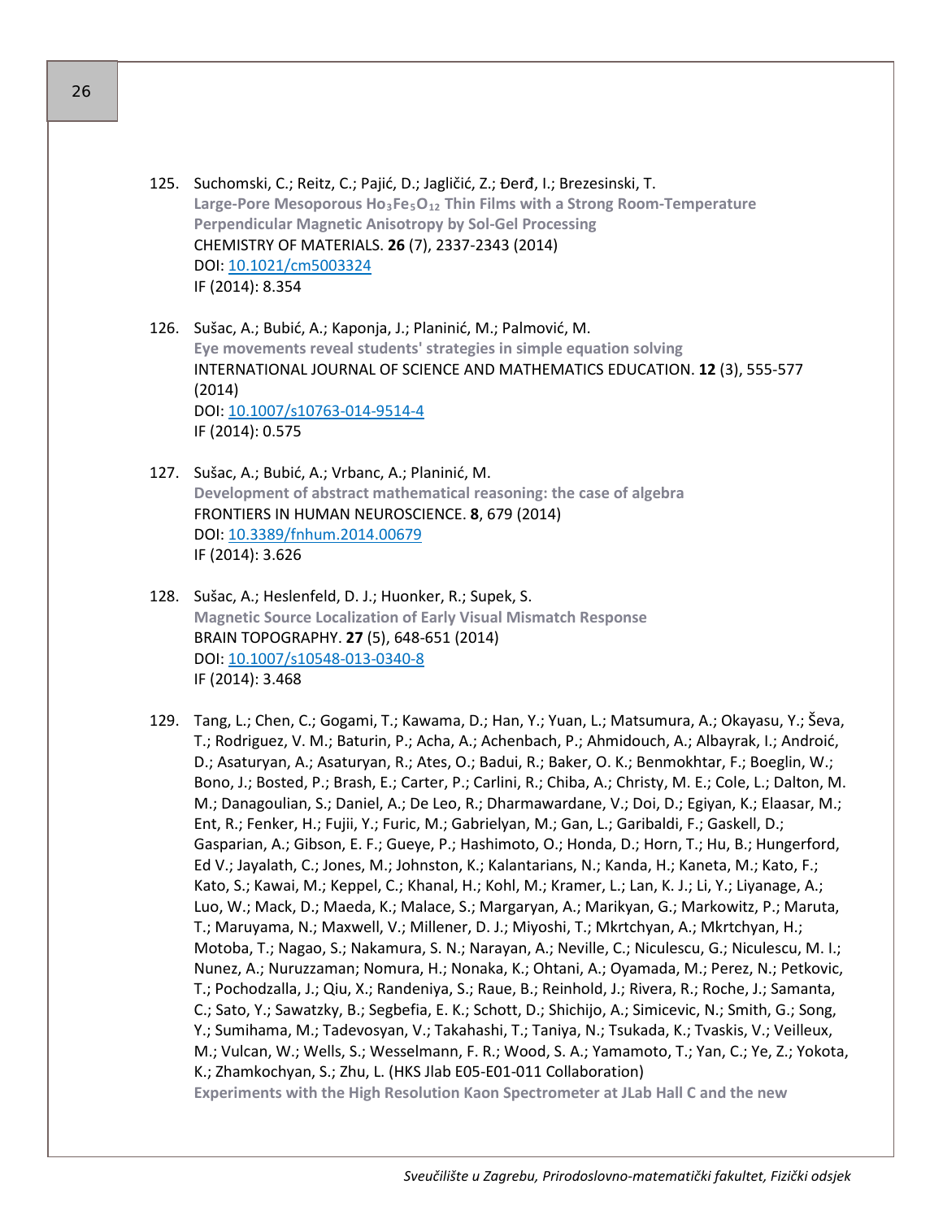125. Suchomski, C.; Reitz, C.; Pajić, D.; Jagličić, Z.; Đerđ, I.; Brezesinski, T.
**Large-Pore Mesoporous $Ho_3Fe_5O_{12}$ Thin Films with a Strong Room-Temperature Perpendicular Magnetic Anisotropy by Sol-Gel Processing**
CHEMISTRY OF MATERIALS. **26** (7), 2337-2343 (2014)
DOI: [10.1021/cm5003324](https://doi.org/10.1021/cm5003324)
IF (2014): 8.354

126. Sušac, A.; Bubić, A.; Kaponja, J.; Planinić, M.; Palmović, M.
**Eye movements reveal students' strategies in simple equation solving**
INTERNATIONAL JOURNAL OF SCIENCE AND MATHEMATICS EDUCATION. **12** (3), 555-577 (2014)
DOI: [10.1007/s10763-014-9514-4](https://doi.org/10.1007/s10763-014-9514-4)
IF (2014): 0.575

127. Sušac, A.; Bubić, A.; Vrbanc, A.; Planinić, M.
**Development of abstract mathematical reasoning: the case of algebra**
FRONTIERS IN HUMAN NEUROSCIENCE. **8**, 679 (2014)
DOI: [10.3389/fnhum.2014.00679](https://doi.org/10.3389/fnhum.2014.00679)
IF (2014): 3.626

128. Sušac, A.; Heslenfeld, D. J.; Huonker, R.; Supek, S.
**Magnetic Source Localization of Early Visual Mismatch Response**
BRAIN TOPOGRAPHY. **27** (5), 648-651 (2014)
DOI: [10.1007/s10548-013-0340-8](https://doi.org/10.1007/s10548-013-0340-8)
IF (2014): 3.468

129. Tang, L.; Chen, C.; Gogami, T.; Kawama, D.; Han, Y.; Yuan, L.; Matsumura, A.; Okayasu, Y.; Ševa, T.; Rodriguez, V. M.; Baturin, P.; Acha, A.; Achenbach, P.; Ahmidouch, A.; Albayrak, I.; Androić, D.; Asaturyan, A.; Asaturyan, R.; Ates, O.; Badui, R.; Baker, O. K.; Benmokhtar, F.; Boeglin, W.; Bono, J.; Bosted, P.; Brash, E.; Carter, P.; Carlini, R.; Chiba, A.; Christy, M. E.; Cole, L.; Dalton, M. M.; Danagoulian, S.; Daniel, A.; De Leo, R.; Dharmawardane, V.; Doi, D.; Egiyan, K.; Elaasar, M.; Ent, R.; Fenker, H.; Fujii, Y.; Furic, M.; Gabrielyan, M.; Gan, L.; Garibaldi, F.; Gaskell, D.; Gasparian, A.; Gibson, E. F.; Gueye, P.; Hashimoto, O.; Honda, D.; Horn, T.; Hu, B.; Hungerford, Ed V.; Jayalath, C.; Jones, M.; Johnston, K.; Kalantarians, N.; Kanda, H.; Kaneta, M.; Kato, F.; Kato, S.; Kawai, M.; Keppel, C.; Khanal, H.; Kohl, M.; Kramer, L.; Lan, K. J.; Li, Y.; Liyanage, A.; Luo, W.; Mack, D.; Maeda, K.; Malace, S.; Margaryan, A.; Marikyan, G.; Markowitz, P.; Maruta, T.; Maruyama, N.; Maxwell, V.; Millener, D. J.; Miyoshi, T.; Mkrtchyan, A.; Mkrtchyan, H.; Motoba, T.; Nagao, S.; Nakamura, S. N.; Narayan, A.; Neville, C.; Niculescu, G.; Niculescu, M. I.; Nunez, A.; Nuruzzaman; Nomura, H.; Nonaka, K.; Ohtani, A.; Oyamada, M.; Perez, N.; Petkovic, T.; Pochodzalla, J.; Qiu, X.; Randeniya, S.; Raue, B.; Reinhold, J.; Rivera, R.; Roche, J.; Samanta, C.; Sato, Y.; Sawatzky, B.; Segbefia, E. K.; Schott, D.; Shichijo, A.; Simicevic, N.; Smith, G.; Song, Y.; Sumihama, M.; Tadevosyan, V.; Takahashi, T.; Taniya, N.; Tsukada, K.; Tvaskis, V.; Veilleux, M.; Vulcan, W.; Wells, S.; Wesselmann, F. R.; Wood, S. A.; Yamamoto, T.; Yan, C.; Ye, Z.; Yokota, K.; Zhamkochyan, S.; Zhu, L. (HKS Jlab E05-E01-011 Collaboration)
**Experiments with the High Resolution Kaon Spectrometer at JLab Hall C and the new**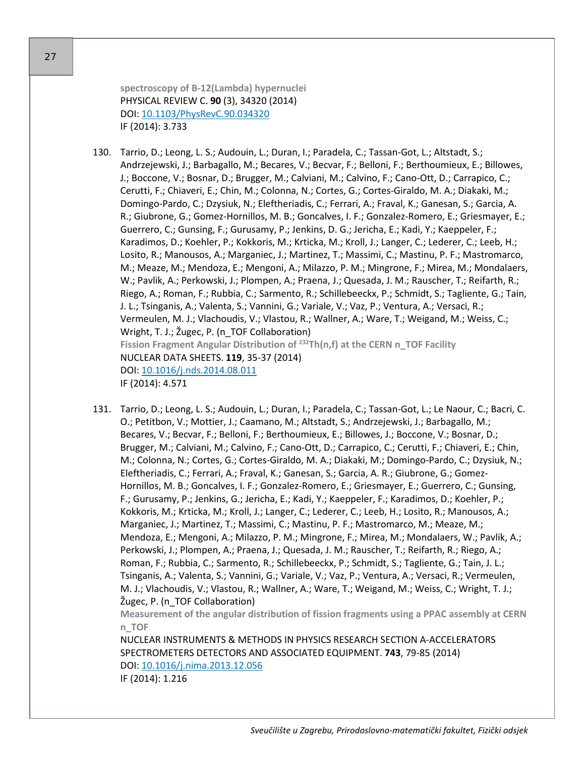spectroscopy of B-12(Lambda) hypernuclei
PHYSICAL REVIEW C. **90** (3), 34320 (2014)
DOI: [10.1103/PhysRevC.90.034320](https://doi.org/10.1103/PhysRevC.90.034320)
IF (2014): 3.733

130. Tarrio, D.; Leong, L. S.; Audouin, L.; Duran, I.; Paradela, C.; Tassan-Got, L.; Altstadt, S.; Andrzejewski, J.; Barbagallo, M.; Becares, V.; Becvar, F.; Belloni, F.; Berthoumieux, E.; Billowes, J.; Boccone, V.; Bosnar, D.; Brugger, M.; Calviani, M.; Calvino, F.; Cano-Ott, D.; Carrapico, C.; Cerutti, F.; Chiaveri, E.; Chin, M.; Colonna, N.; Cortes, G.; Cortes-Giraldo, M. A.; Diakaki, M.; Domingo-Pardo, C.; Dzysiuk, N.; Eleftheriadis, C.; Ferrari, A.; Fraval, K.; Ganesan, S.; Garcia, A. R.; Giubrone, G.; Gomez-Hornillos, M. B.; Goncalves, I. F.; Gonzalez-Romero, E.; Griesmayer, E.; Guerrero, C.; Gunsing, F.; Gurusamy, P.; Jenkins, D. G.; Jericha, E.; Kadi, Y.; Kaeppeler, F.; Karadimos, D.; Koehler, P.; Kokkoris, M.; Krticka, M.; Kroll, J.; Langer, C.; Lederer, C.; Leeb, H.; Losito, R.; Manousos, A.; Marganiec, J.; Martinez, T.; Massimi, C.; Mastinu, P. F.; Mastromarco, M.; Meaze, M.; Mendoza, E.; Mengoni, A.; Milazzo, P. M.; Mingrone, F.; Mirea, M.; Mondalaers, W.; Pavlik, A.; Perkowski, J.; Plompen, A.; Praena, J.; Quesada, J. M.; Rauscher, T.; Reifarth, R.; Riego, A.; Roman, F.; Rubbia, C.; Sarmento, R.; Schillebeeckx, P.; Schmidt, S.; Tagliente, G.; Tain, J. L.; Tsinganis, A.; Valenta, S.; Vannini, G.; Variale, V.; Vaz, P.; Ventura, A.; Versaci, R.; Vermeulen, M. J.; Vlachoudis, V.; Vlastou, R.; Wallner, A.; Ware, T.; Weigand, M.; Weiss, C.; Wright, T. J.; Žugec, P. (n_TOF Collaboration)
Fission Fragment Angular Distribution of $^{232}$Th(n,f) at the CERN n_TOF Facility
NUCLEAR DATA SHEETS. **119**, 35-37 (2014)
DOI: [10.1016/j.nds.2014.08.011](https://doi.org/10.1016/j.nds.2014.08.011)
IF (2014): 4.571

131. Tarrio, D.; Leong, L. S.; Audouin, L.; Duran, I.; Paradela, C.; Tassan-Got, L.; Le Naour, C.; Bacri, C. O.; Petitbon, V.; Mottier, J.; Caamano, M.; Altstadt, S.; Andrzejewski, J.; Barbagallo, M.; Becares, V.; Becvar, F.; Belloni, F.; Berthoumieux, E.; Billowes, J.; Boccone, V.; Bosnar, D.; Brugger, M.; Calviani, M.; Calvino, F.; Cano-Ott, D.; Carrapico, C.; Cerutti, F.; Chiaveri, E.; Chin, M.; Colonna, N.; Cortes, G.; Cortes-Giraldo, M. A.; Diakaki, M.; Domingo-Pardo, C.; Dzysiuk, N.; Eleftheriadis, C.; Ferrari, A.; Fraval, K.; Ganesan, S.; Garcia, A. R.; Giubrone, G.; Gomez-Hornillos, M. B.; Goncalves, I. F.; Gonzalez-Romero, E.; Griesmayer, E.; Guerrero, C.; Gunsing, F.; Gurusamy, P.; Jenkins, G.; Jericha, E.; Kadi, Y.; Kaeppeler, F.; Karadimos, D.; Koehler, P.; Kokkoris, M.; Krticka, M.; Kroll, J.; Langer, C.; Lederer, C.; Leeb, H.; Losito, R.; Manousos, A.; Marganiec, J.; Martinez, T.; Massimi, C.; Mastinu, P. F.; Mastromarco, M.; Meaze, M.; Mendoza, E.; Mengoni, A.; Milazzo, P. M.; Mingrone, F.; Mirea, M.; Mondalaers, W.; Pavlik, A.; Perkowski, J.; Plompen, A.; Praena, J.; Quesada, J. M.; Rauscher, T.; Reifarth, R.; Riego, A.; Roman, F.; Rubbia, C.; Sarmento, R.; Schillebeeckx, P.; Schmidt, S.; Tagliente, G.; Tain, J. L.; Tsinganis, A.; Valenta, S.; Vannini, G.; Variale, V.; Vaz, P.; Ventura, A.; Versaci, R.; Vermeulen, M. J.; Vlachoudis, V.; Vlastou, R.; Wallner, A.; Ware, T.; Weigand, M.; Weiss, C.; Wright, T. J.; Žugec, P. (n_TOF Collaboration)
Measurement of the angular distribution of fission fragments using a PPAC assembly at CERN n_TOF
NUCLEAR INSTRUMENTS & METHODS IN PHYSICS RESEARCH SECTION A-ACCELERATORS SPECTROMETERS DETECTORS AND ASSOCIATED EQUIPMENT. **743**, 79-85 (2014)
DOI: [10.1016/j.nima.2013.12.056](https://doi.org/10.1016/j.nima.2013.12.056)
IF (2014): 1.216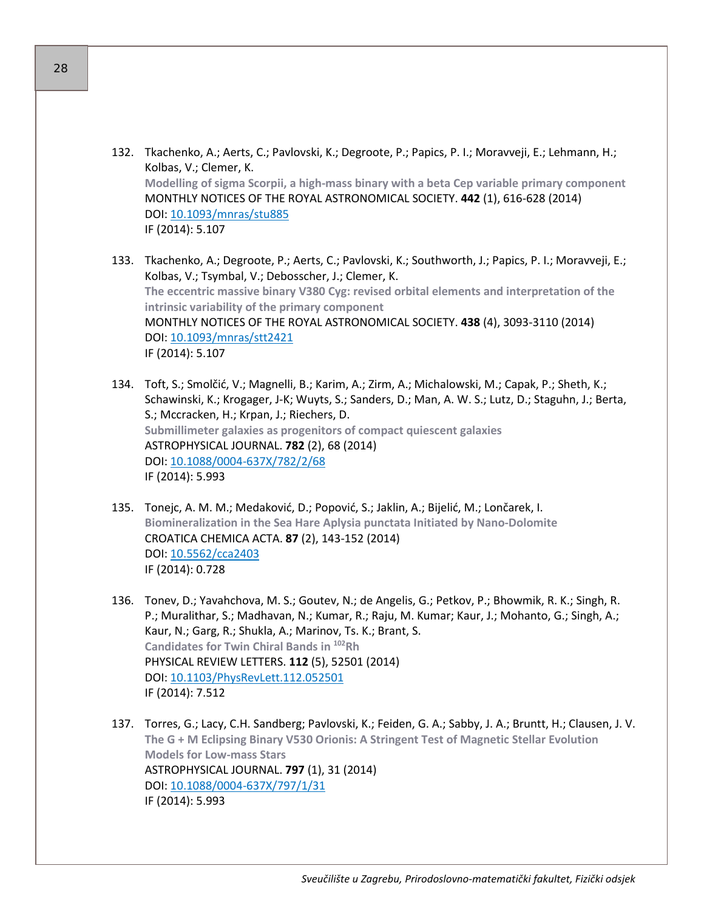132. Tkachenko, A.; Aerts, C.; Pavlovski, K.; Degroote, P.; Papics, P. I.; Moravveji, E.; Lehmann, H.; Kolbas, V.; Clemer, K.
**Modelling of sigma Scorpii, a high-mass binary with a beta Cep variable primary component**
MONTHLY NOTICES OF THE ROYAL ASTRONOMICAL SOCIETY. **442** (1), 616-628 (2014)
DOI: [10.1093/mnras/stu885](https://doi.org/10.1093/mnras/stu885)
IF (2014): 5.107

133. Tkachenko, A.; Degroote, P.; Aerts, C.; Pavlovski, K.; Southworth, J.; Papics, P. I.; Moravveji, E.; Kolbas, V.; Tsymbal, V.; Debosscher, J.; Clemer, K.
**The eccentric massive binary V380 Cyg: revised orbital elements and interpretation of the intrinsic variability of the primary component**
MONTHLY NOTICES OF THE ROYAL ASTRONOMICAL SOCIETY. **438** (4), 3093-3110 (2014)
DOI: [10.1093/mnras/stt2421](https://doi.org/10.1093/mnras/stt2421)
IF (2014): 5.107

134. Toft, S.; Smolčić, V.; Magnelli, B.; Karim, A.; Zirm, A.; Michalowski, M.; Capak, P.; Sheth, K.; Schawinski, K.; Krogager, J-K; Wuyts, S.; Sanders, D.; Man, A. W. S.; Lutz, D.; Staguhn, J.; Berta, S.; Mccracken, H.; Krpan, J.; Riechers, D.
**Submillimeter galaxies as progenitors of compact quiescent galaxies**
ASTROPHYSICAL JOURNAL. **782** (2), 68 (2014)
DOI: [10.1088/0004-637X/782/2/68](https://doi.org/10.1088/0004-637X/782/2/68)
IF (2014): 5.993

135. Tonejc, A. M. M.; Medaković, D.; Popović, S.; Jaklin, A.; Bijelić, M.; Lončarek, I.
**Biomineralization in the Sea Hare Aplysia punctata Initiated by Nano-Dolomite**
CROATICA CHEMICA ACTA. **87** (2), 143-152 (2014)
DOI: [10.5562/cca2403](https://doi.org/10.5562/cca2403)
IF (2014): 0.728

136. Tonev, D.; Yavahchova, M. S.; Goutev, N.; de Angelis, G.; Petkov, P.; Bhowmik, R. K.; Singh, R. P.; Muralithar, S.; Madhavan, N.; Kumar, R.; Raju, M. Kumar; Kaur, J.; Mohanto, G.; Singh, A.; Kaur, N.; Garg, R.; Shukla, A.; Marinov, Ts. K.; Brant, S.
**Candidates for Twin Chiral Bands in $^{102}$Rh**
PHYSICAL REVIEW LETTERS. **112** (5), 52501 (2014)
DOI: [10.1103/PhysRevLett.112.052501](https://doi.org/10.1103/PhysRevLett.112.052501)
IF (2014): 7.512

137. Torres, G.; Lacy, C.H. Sandberg; Pavlovski, K.; Feiden, G. A.; Sabby, J. A.; Bruntt, H.; Clausen, J. V.
**The G + M Eclipsing Binary V530 Orionis: A Stringent Test of Magnetic Stellar Evolution Models for Low-mass Stars**
ASTROPHYSICAL JOURNAL. **797** (1), 31 (2014)
DOI: [10.1088/0004-637X/797/1/31](https://doi.org/10.1088/0004-637X/797/1/31)
IF (2014): 5.993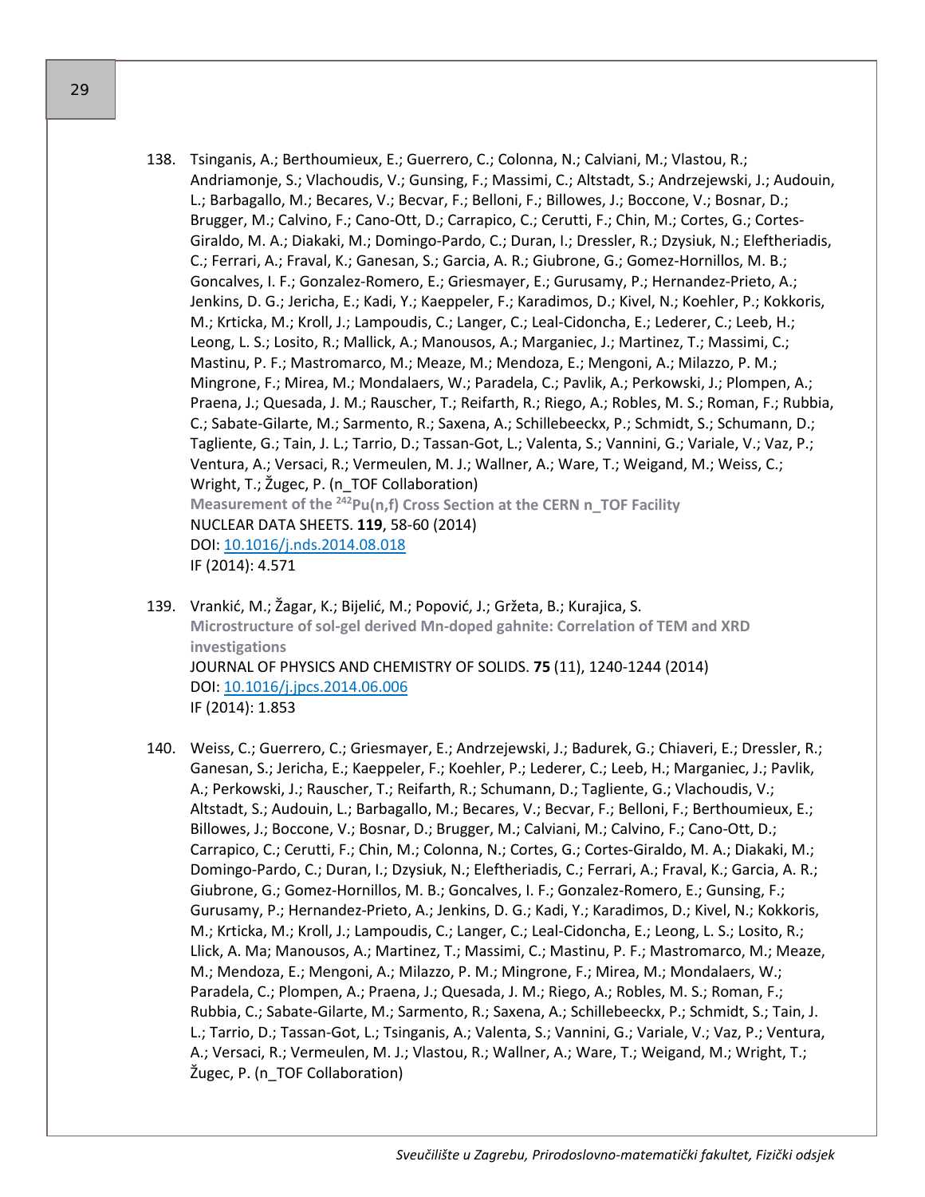138. Tsinganis, A.; Berthoumieux, E.; Guerrero, C.; Colonna, N.; Calviani, M.; Vlastou, R.; Andriamonje, S.; Vlachoudis, V.; Gunsing, F.; Massimi, C.; Altstadt, S.; Andrzejewski, J.; Audouin, L.; Barbagallo, M.; Becares, V.; Becvar, F.; Belloni, F.; Billowes, J.; Boccone, V.; Bosnar, D.; Brugger, M.; Calvino, F.; Cano-Ott, D.; Carrapico, C.; Cerutti, F.; Chin, M.; Cortes, G.; Cortes-Giraldo, M. A.; Diakaki, M.; Domingo-Pardo, C.; Duran, I.; Dressler, R.; Dzysiuk, N.; Eleftheriadis, C.; Ferrari, A.; Fraval, K.; Ganesan, S.; Garcia, A. R.; Giubrone, G.; Gomez-Hornillos, M. B.; Goncalves, I. F.; Gonzalez-Romero, E.; Griesmayer, E.; Gurusamy, P.; Hernandez-Prieto, A.; Jenkins, D. G.; Jericha, E.; Kadi, Y.; Kaeppeler, F.; Karadimos, D.; Kivel, N.; Koehler, P.; Kokkoris, M.; Krticka, M.; Kroll, J.; Lampoudis, C.; Langer, C.; Leal-Cidoncha, E.; Lederer, C.; Leeb, H.; Leong, L. S.; Losito, R.; Mallick, A.; Manousos, A.; Marganiec, J.; Martinez, T.; Massimi, C.; Mastinu, P. F.; Mastromarco, M.; Meaze, M.; Mendoza, E.; Mengoni, A.; Milazzo, P. M.; Mingrone, F.; Mirea, M.; Mondalaers, W.; Paradela, C.; Pavlik, A.; Perkowski, J.; Plompen, A.; Praena, J.; Quesada, J. M.; Rauscher, T.; Reifarth, R.; Riego, A.; Robles, M. S.; Roman, F.; Rubbia, C.; Sabate-Gilarte, M.; Sarmento, R.; Saxena, A.; Schillebeeckx, P.; Schmidt, S.; Schumann, D.; Tagliente, G.; Tain, J. L.; Tarrio, D.; Tassan-Got, L.; Valenta, S.; Vannini, G.; Variale, V.; Vaz, P.; Ventura, A.; Versaci, R.; Vermeulen, M. J.; Wallner, A.; Ware, T.; Weigand, M.; Weiss, C.; Wright, T.; Žugec, P. (n_TOF Collaboration)
    **Measurement of the $^{242}$Pu(n,f) Cross Section at the CERN n_TOF Facility**
    NUCLEAR DATA SHEETS. **119**, 58-60 (2014)
    DOI: 10.1016/j.nds.2014.08.018
    IF (2014): 4.571

139. Vrankić, M.; Žagar, K.; Bijelić, M.; Popović, J.; Gržeta, B.; Kurajica, S.
    **Microstructure of sol-gel derived Mn-doped gahnite: Correlation of TEM and XRD investigations**
    JOURNAL OF PHYSICS AND CHEMISTRY OF SOLIDS. **75** (11), 1240-1244 (2014)
    DOI: 10.1016/j.jpcs.2014.06.006
    IF (2014): 1.853

140. Weiss, C.; Guerrero, C.; Griesmayer, E.; Andrzejewski, J.; Badurek, G.; Chiaveri, E.; Dressler, R.; Ganesan, S.; Jericha, E.; Kaeppeler, F.; Koehler, P.; Lederer, C.; Leeb, H.; Marganiec, J.; Pavlik, A.; Perkowski, J.; Rauscher, T.; Reifarth, R.; Schumann, D.; Tagliente, G.; Vlachoudis, V.; Altstadt, S.; Audouin, L.; Barbagallo, M.; Becares, V.; Becvar, F.; Belloni, F.; Berthoumieux, E.; Billowes, J.; Boccone, V.; Bosnar, D.; Brugger, M.; Calviani, M.; Calvino, F.; Cano-Ott, D.; Carrapico, C.; Cerutti, F.; Chin, M.; Colonna, N.; Cortes, G.; Cortes-Giraldo, M. A.; Diakaki, M.; Domingo-Pardo, C.; Duran, I.; Dzysiuk, N.; Eleftheriadis, C.; Ferrari, A.; Fraval, K.; Garcia, A. R.; Giubrone, G.; Gomez-Hornillos, M. B.; Goncalves, I. F.; Gonzalez-Romero, E.; Gunsing, F.; Gurusamy, P.; Hernandez-Prieto, A.; Jenkins, D. G.; Kadi, Y.; Karadimos, D.; Kivel, N.; Kokkoris, M.; Krticka, M.; Kroll, J.; Lampoudis, C.; Langer, C.; Leal-Cidoncha, E.; Leong, L. S.; Losito, R.; Llick, A. Ma; Manousos, A.; Martinez, T.; Massimi, C.; Mastinu, P. F.; Mastromarco, M.; Meaze, M.; Mendoza, E.; Mengoni, A.; Milazzo, P. M.; Mingrone, F.; Mirea, M.; Mondalaers, W.; Paradela, C.; Plompen, A.; Praena, J.; Quesada, J. M.; Riego, A.; Robles, M. S.; Roman, F.; Rubbia, C.; Sabate-Gilarte, M.; Sarmento, R.; Saxena, A.; Schillebeeckx, P.; Schmidt, S.; Tain, J. L.; Tarrio, D.; Tassan-Got, L.; Tsinganis, A.; Valenta, S.; Vannini, G.; Variale, V.; Vaz, P.; Ventura, A.; Versaci, R.; Vermeulen, M. J.; Vlastou, R.; Wallner, A.; Ware, T.; Weigand, M.; Wright, T.; Žugec, P. (n_TOF Collaboration)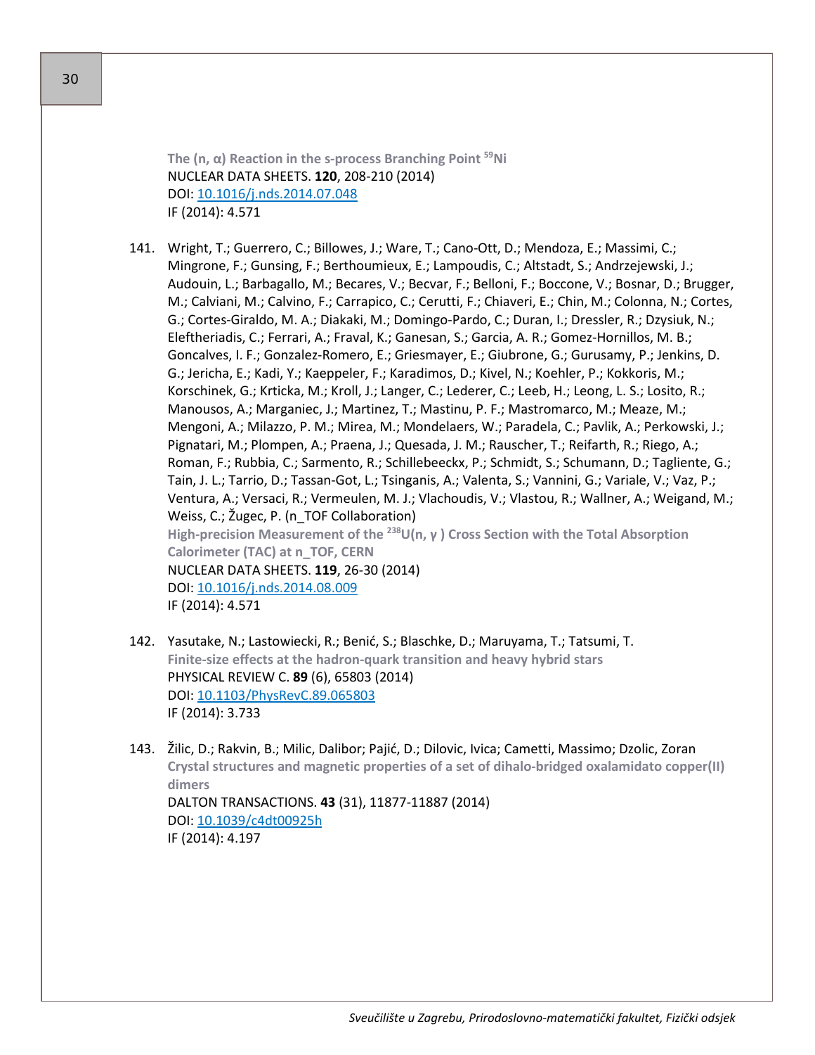**The (n, α) Reaction in the s-process Branching Point $^{59}$Ni**
NUCLEAR DATA SHEETS. **120**, 208-210 (2014)
DOI: 10.1016/j.nds.2014.07.048
IF (2014): 4.571

141. Wright, T.; Guerrero, C.; Billowes, J.; Ware, T.; Cano-Ott, D.; Mendoza, E.; Massimi, C.; Mingrone, F.; Gunsing, F.; Berthoumieux, E.; Lampoudis, C.; Altstadt, S.; Andrzejewski, J.; Audouin, L.; Barbagallo, M.; Becares, V.; Becvar, F.; Belloni, F.; Boccone, V.; Bosnar, D.; Brugger, M.; Calviani, M.; Calvino, F.; Carrapico, C.; Cerutti, F.; Chiaveri, E.; Chin, M.; Colonna, N.; Cortes, G.; Cortes-Giraldo, M. A.; Diakaki, M.; Domingo-Pardo, C.; Duran, I.; Dressler, R.; Dzysiuk, N.; Eleftheriadis, C.; Ferrari, A.; Fraval, K.; Ganesan, S.; Garcia, A. R.; Gomez-Hornillos, M. B.; Goncalves, I. F.; Gonzalez-Romero, E.; Griesmayer, E.; Giubrone, G.; Gurusamy, P.; Jenkins, D. G.; Jericha, E.; Kadi, Y.; Kaeppeler, F.; Karadimos, D.; Kivel, N.; Koehler, P.; Kokkoris, M.; Korschinek, G.; Krticka, M.; Kroll, J.; Langer, C.; Lederer, C.; Leeb, H.; Leong, L. S.; Losito, R.; Manousos, A.; Marganiec, J.; Martinez, T.; Mastinu, P. F.; Mastromarco, M.; Meaze, M.; Mengoni, A.; Milazzo, P. M.; Mirea, M.; Mondelaers, W.; Paradela, C.; Pavlik, A.; Perkowski, J.; Pignatari, M.; Plompen, A.; Praena, J.; Quesada, J. M.; Rauscher, T.; Reifarth, R.; Riego, A.; Roman, F.; Rubbia, C.; Sarmento, R.; Schillebeeckx, P.; Schmidt, S.; Schumann, D.; Tagliente, G.; Tain, J. L.; Tarrio, D.; Tassan-Got, L.; Tsinganis, A.; Valenta, S.; Vannini, G.; Variale, V.; Vaz, P.; Ventura, A.; Versaci, R.; Vermeulen, M. J.; Vlachoudis, V.; Vlastou, R.; Wallner, A.; Weigand, M.; Weiss, C.; Žugec, P. (n_TOF Collaboration)
    **High-precision Measurement of the $^{238}$U(n, γ ) Cross Section with the Total Absorption Calorimeter (TAC) at n_TOF, CERN**
    NUCLEAR DATA SHEETS. **119**, 26-30 (2014)
    DOI: 10.1016/j.nds.2014.08.009
    IF (2014): 4.571

142. Yasutake, N.; Lastowiecki, R.; Benić, S.; Blaschke, D.; Maruyama, T.; Tatsumi, T.
    **Finite-size effects at the hadron-quark transition and heavy hybrid stars**
    PHYSICAL REVIEW C. **89** (6), 65803 (2014)
    DOI: 10.1103/PhysRevC.89.065803
    IF (2014): 3.733

143. Žilic, D.; Rakvin, B.; Milic, Dalibor; Pajić, D.; Dilovic, Ivica; Cametti, Massimo; Dzolic, Zoran
    **Crystal structures and magnetic properties of a set of dihalo-bridged oxalamidato copper(II) dimers**
    DALTON TRANSACTIONS. **43** (31), 11877-11887 (2014)
    DOI: 10.1039/c4dt00925h
    IF (2014): 4.197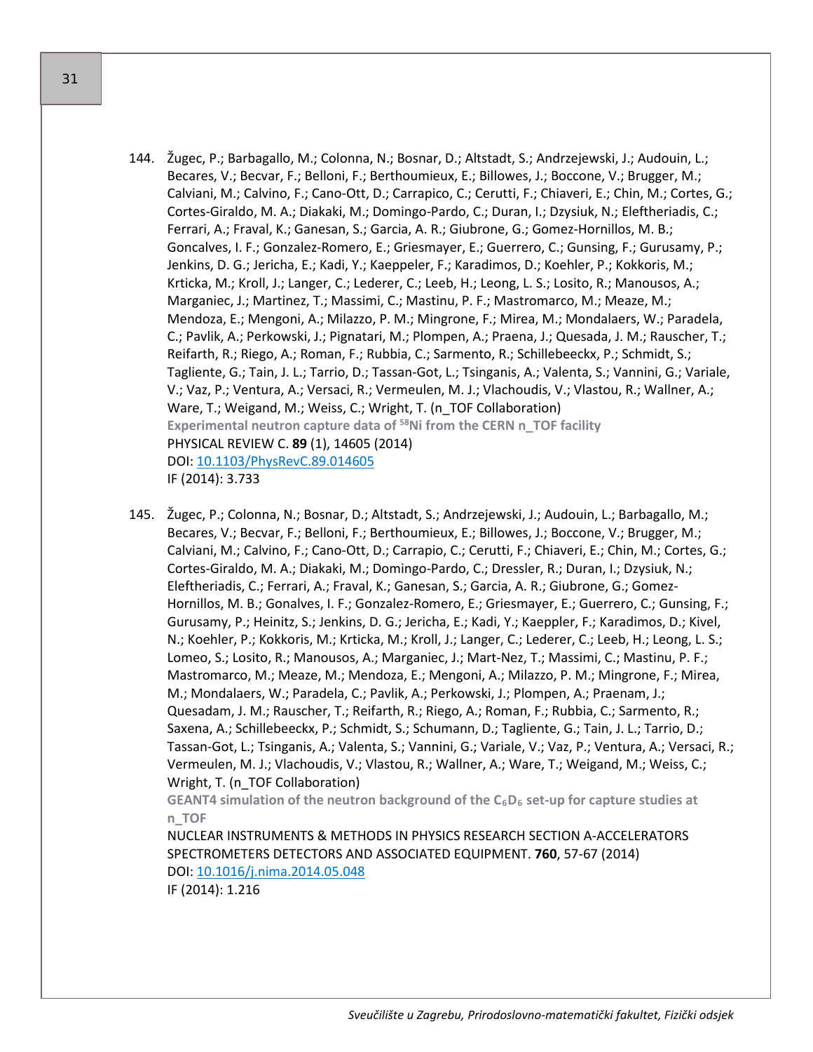144. Žugec, P.; Barbagallo, M.; Colonna, N.; Bosnar, D.; Altstadt, S.; Andrzejewski, J.; Audouin, L.; Becares, V.; Becvar, F.; Belloni, F.; Berthoumieux, E.; Billowes, J.; Boccone, V.; Brugger, M.; Calviani, M.; Calvino, F.; Cano-Ott, D.; Carrapico, C.; Cerutti, F.; Chiaveri, E.; Chin, M.; Cortes, G.; Cortes-Giraldo, M. A.; Diakaki, M.; Domingo-Pardo, C.; Duran, I.; Dzysiuk, N.; Eleftheriadis, C.; Ferrari, A.; Fraval, K.; Ganesan, S.; Garcia, A. R.; Giubrone, G.; Gomez-Hornillos, M. B.; Goncalves, I. F.; Gonzalez-Romero, E.; Griesmayer, E.; Guerrero, C.; Gunsing, F.; Gurusamy, P.; Jenkins, D. G.; Jericha, E.; Kadi, Y.; Kaeppeler, F.; Karadimos, D.; Koehler, P.; Kokkoris, M.; Krticka, M.; Kroll, J.; Langer, C.; Lederer, C.; Leeb, H.; Leong, L. S.; Losito, R.; Manousos, A.; Marganiec, J.; Martinez, T.; Massimi, C.; Mastinu, P. F.; Mastromarco, M.; Meaze, M.; Mendoza, E.; Mengoni, A.; Milazzo, P. M.; Mingrone, F.; Mirea, M.; Mondalaers, W.; Paradela, C.; Pavlik, A.; Perkowski, J.; Pignatari, M.; Plompen, A.; Praena, J.; Quesada, J. M.; Rauscher, T.; Reifarth, R.; Riego, A.; Roman, F.; Rubbia, C.; Sarmento, R.; Schillebeeckx, P.; Schmidt, S.; Tagliente, G.; Tain, J. L.; Tarrio, D.; Tassan-Got, L.; Tsinganis, A.; Valenta, S.; Vannini, G.; Variale, V.; Vaz, P.; Ventura, A.; Versaci, R.; Vermeulen, M. J.; Vlachoudis, V.; Vlastou, R.; Wallner, A.; Ware, T.; Weigand, M.; Weiss, C.; Wright, T. (n_TOF Collaboration)
**Experimental neutron capture data of $^{58}$Ni from the CERN n_TOF facility**
PHYSICAL REVIEW C. **89** (1), 14605 (2014)
DOI: 10.1103/PhysRevC.89.014605
IF (2014): 3.733

145. Žugec, P.; Colonna, N.; Bosnar, D.; Altstadt, S.; Andrzejewski, J.; Audouin, L.; Barbagallo, M.; Becares, V.; Becvar, F.; Belloni, F.; Berthoumieux, E.; Billowes, J.; Boccone, V.; Brugger, M.; Calviani, M.; Calvino, F.; Cano-Ott, D.; Carrapio, C.; Cerutti, F.; Chiaveri, E.; Chin, M.; Cortes, G.; Cortes-Giraldo, M. A.; Diakaki, M.; Domingo-Pardo, C.; Dressler, R.; Duran, I.; Dzysiuk, N.; Eleftheriadis, C.; Ferrari, A.; Fraval, K.; Ganesan, S.; Garcia, A. R.; Giubrone, G.; Gomez-Hornillos, M. B.; Gonalves, I. F.; Gonzalez-Romero, E.; Griesmayer, E.; Guerrero, C.; Gunsing, F.; Gurusamy, P.; Heinitz, S.; Jenkins, D. G.; Jericha, E.; Kadi, Y.; Kaeppler, F.; Karadimos, D.; Kivel, N.; Koehler, P.; Kokkoris, M.; Krticka, M.; Kroll, J.; Langer, C.; Lederer, C.; Leeb, H.; Leong, L. S.; Lomeo, S.; Losito, R.; Manousos, A.; Marganiec, J.; Mart-Nez, T.; Massimi, C.; Mastinu, P. F.; Mastromarco, M.; Meaze, M.; Mendoza, E.; Mengoni, A.; Milazzo, P. M.; Mingrone, F.; Mirea, M.; Mondalaers, W.; Paradela, C.; Pavlik, A.; Perkowski, J.; Plompen, A.; Praenam, J.; Quesadam, J. M.; Rauscher, T.; Reifarth, R.; Riego, A.; Roman, F.; Rubbia, C.; Sarmento, R.; Saxena, A.; Schillebeeckx, P.; Schmidt, S.; Schumann, D.; Tagliente, G.; Tain, J. L.; Tarrio, D.; Tassan-Got, L.; Tsinganis, A.; Valenta, S.; Vannini, G.; Variale, V.; Vaz, P.; Ventura, A.; Versaci, R.; Vermeulen, M. J.; Vlachoudis, V.; Vlastou, R.; Wallner, A.; Ware, T.; Weigand, M.; Weiss, C.; Wright, T. (n_TOF Collaboration)
**GEANT4 simulation of the neutron background of the $C_6D_6$ set-up for capture studies at n_TOF**
NUCLEAR INSTRUMENTS & METHODS IN PHYSICS RESEARCH SECTION A-ACCELERATORS SPECTROMETERS DETECTORS AND ASSOCIATED EQUIPMENT. **760**, 57-67 (2014)
DOI: 10.1016/j.nima.2014.05.048
IF (2014): 1.216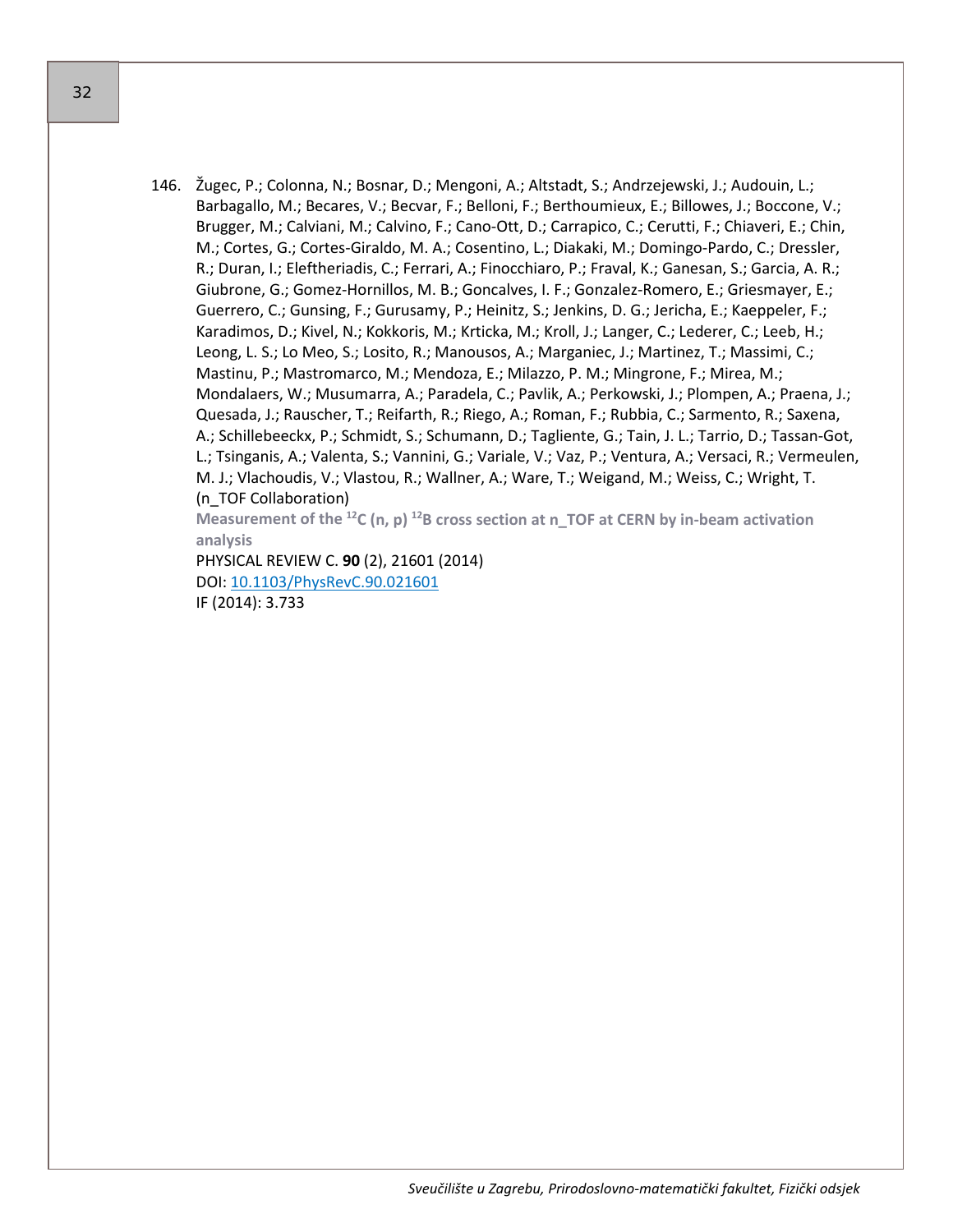146. Žugec, P.; Colonna, N.; Bosnar, D.; Mengoni, A.; Altstadt, S.; Andrzejewski, J.; Audouin, L.; Barbagallo, M.; Becares, V.; Becvar, F.; Belloni, F.; Berthoumieux, E.; Billowes, J.; Boccone, V.; Brugger, M.; Calviani, M.; Calvino, F.; Cano-Ott, D.; Carrapico, C.; Cerutti, F.; Chiaveri, E.; Chin, M.; Cortes, G.; Cortes-Giraldo, M. A.; Cosentino, L.; Diakaki, M.; Domingo-Pardo, C.; Dressler, R.; Duran, I.; Eleftheriadis, C.; Ferrari, A.; Finocchiaro, P.; Fraval, K.; Ganesan, S.; Garcia, A. R.; Giubrone, G.; Gomez-Hornillos, M. B.; Goncalves, I. F.; Gonzalez-Romero, E.; Griesmayer, E.; Guerrero, C.; Gunsing, F.; Gurusamy, P.; Heinitz, S.; Jenkins, D. G.; Jericha, E.; Kaeppeler, F.; Karadimos, D.; Kivel, N.; Kokkoris, M.; Krticka, M.; Kroll, J.; Langer, C.; Lederer, C.; Leeb, H.; Leong, L. S.; Lo Meo, S.; Losito, R.; Manousos, A.; Marganiec, J.; Martinez, T.; Massimi, C.; Mastinu, P.; Mastromarco, M.; Mendoza, E.; Milazzo, P. M.; Mingrone, F.; Mirea, M.; Mondalaers, W.; Musumarra, A.; Paradela, C.; Pavlik, A.; Perkowski, J.; Plompen, A.; Praena, J.; Quesada, J.; Rauscher, T.; Reifarth, R.; Riego, A.; Roman, F.; Rubbia, C.; Sarmento, R.; Saxena, A.; Schillebeeckx, P.; Schmidt, S.; Schumann, D.; Tagliente, G.; Tain, J. L.; Tarrio, D.; Tassan-Got, L.; Tsinganis, A.; Valenta, S.; Vannini, G.; Variale, V.; Vaz, P.; Ventura, A.; Versaci, R.; Vermeulen, M. J.; Vlachoudis, V.; Vlastou, R.; Wallner, A.; Ware, T.; Weigand, M.; Weiss, C.; Wright, T. (n_TOF Collaboration)
**Measurement of the $^{12}C$ (n, p) $^{12}B$ cross section at n_TOF at CERN by in-beam activation analysis**
PHYSICAL REVIEW C. **90** (2), 21601 (2014)
DOI: 10.1103/PhysRevC.90.021601
IF (2014): 3.733